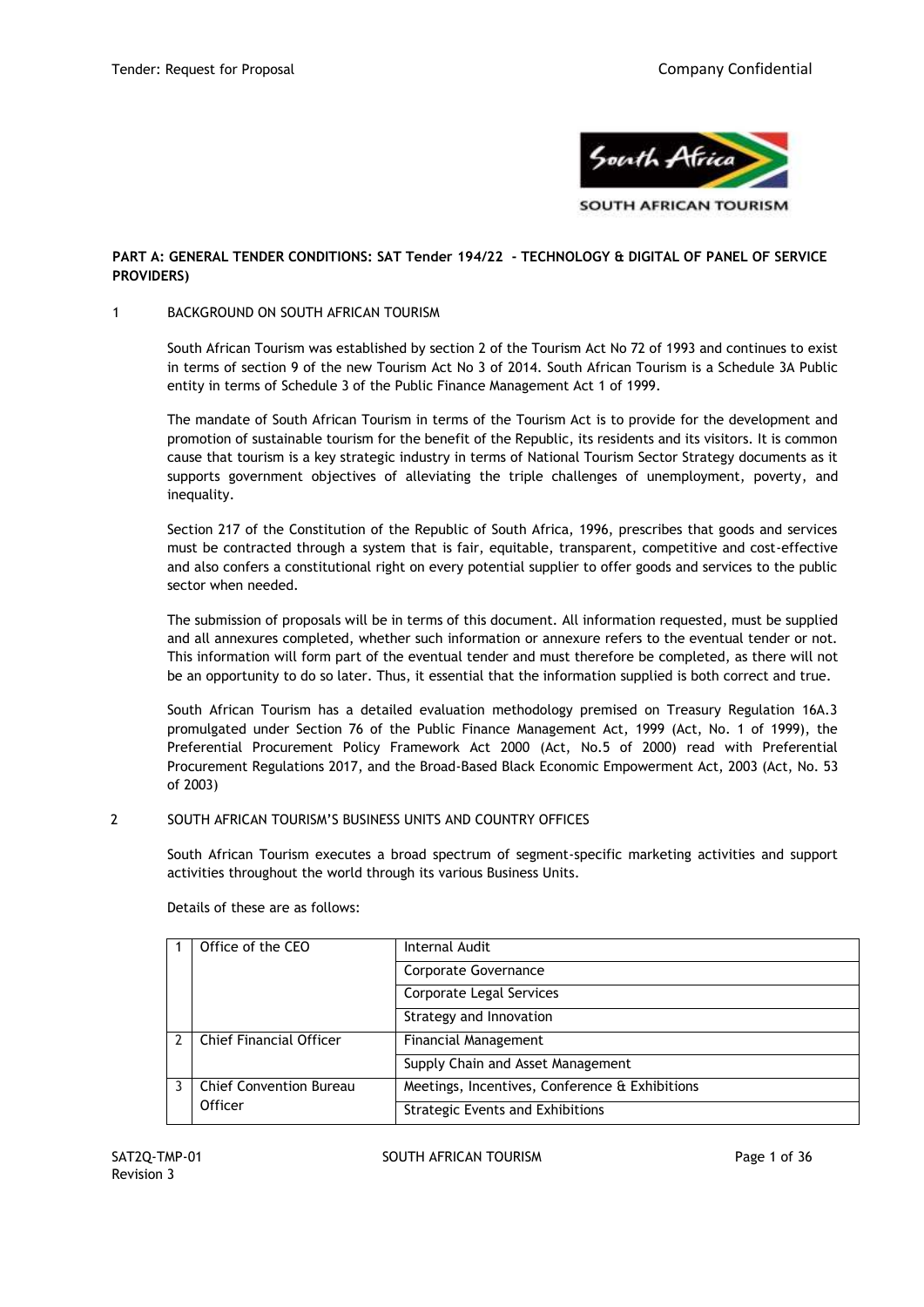**PART A: GENERAL TENDER CONDITIONS: SAT Tender 194/22 - TECHNOLOGY & DIGITAL OF PANEL OF SERVICE PROVIDERS)**

## 1 BACKGROUND ON SOUTH AFRICAN TOURISM

South African Tourism was established by section 2 of the Tourism Act No 72 of 1993 and continues to exist in terms of section 9 of the new Tourism Act No 3 of 2014. South African Tourism is a Schedule 3A Public entity in terms of Schedule 3 of the Public Finance Management Act 1 of 1999.

The mandate of South African Tourism in terms of the Tourism Act is to provide for the development and promotion of sustainable tourism for the benefit of the Republic, its residents and its visitors. It is common cause that tourism is a key strategic industry in terms of National Tourism Sector Strategy documents as it supports government objectives of alleviating the triple challenges of unemployment, poverty, and inequality.

Section 217 of the Constitution of the Republic of South Africa, 1996, prescribes that goods and services must be contracted through a system that is fair, equitable, transparent, competitive and cost-effective and also confers a constitutional right on every potential supplier to offer goods and services to the public sector when needed.

The submission of proposals will be in terms of this document. All information requested, must be supplied and all annexures completed, whether such information or annexure refers to the eventual tender or not. This information will form part of the eventual tender and must therefore be completed, as there will not be an opportunity to do so later. Thus, it essential that the information supplied is both correct and true.

South African Tourism has a detailed evaluation methodology premised on Treasury Regulation 16A.3 promulgated under Section 76 of the Public Finance Management Act, 1999 (Act, No. 1 of 1999), the Preferential Procurement Policy Framework Act 2000 (Act, No.5 of 2000) read with Preferential Procurement Regulations 2017, and the Broad-Based Black Economic Empowerment Act, 2003 (Act, No. 53 of 2003)

## 2 SOUTH AFRICAN TOURISM'S BUSINESS UNITS AND COUNTRY OFFICES

South African Tourism executes a broad spectrum of segment-specific marketing activities and support activities throughout the world through its various Business Units.

Details of these are as follows:

| | | |
|---|---|---|
| 1 | Office of the CEO | Internal Audit |
| | | Corporate Governance |
| | | Corporate Legal Services |
| | | Strategy and Innovation |
| 2 | Chief Financial Officer | Financial Management |
| | | Supply Chain and Asset Management |
| 3 | Chief Convention Bureau Officer | Meetings, Incentives, Conference & Exhibitions |
| | | Strategic Events and Exhibitions |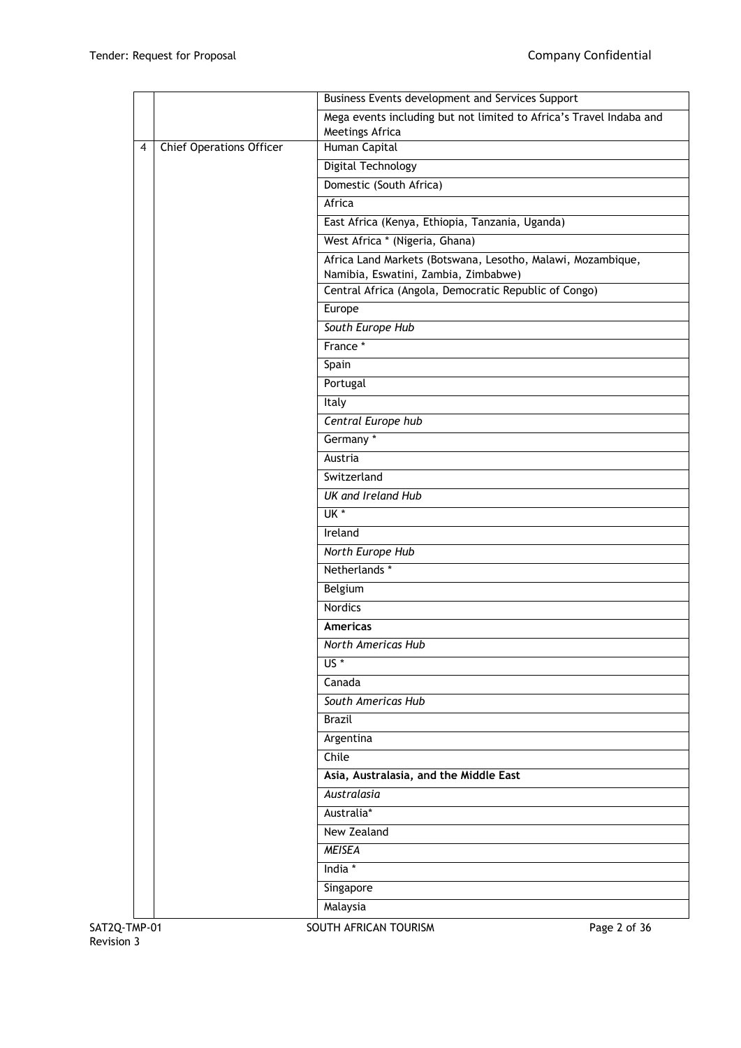| | | |
|---|---|---|
| | | Business Events development and Services Support |
| | | Mega events including but not limited to Africa's Travel Indaba and Meetings Africa |
| 4 | Chief Operations Officer | Human Capital |
| | | Digital Technology |
| | | Domestic (South Africa) |
| | | Africa |
| | | East Africa (Kenya, Ethiopia, Tanzania, Uganda) |
| | | West Africa * (Nigeria, Ghana) |
| | | Africa Land Markets (Botswana, Lesotho, Malawi, Mozambique, Namibia, Eswatini, Zambia, Zimbabwe) |
| | | Central Africa (Angola, Democratic Republic of Congo) |
| | | Europe |
| | | *South Europe Hub* |
| | | France * |
| | | Spain |
| | | Portugal |
| | | Italy |
| | | *Central Europe hub* |
| | | Germany * |
| | | Austria |
| | | Switzerland |
| | | *UK and Ireland Hub* |
| | | UK * |
| | | Ireland |
| | | *North Europe Hub* |
| | | Netherlands * |
| | | Belgium |
| | | Nordics |
| | | **Americas** |
| | | *North Americas Hub* |
| | | US * |
| | | Canada |
| | | *South Americas Hub* |
| | | Brazil |
| | | Argentina |
| | | Chile |
| | | **Asia, Australasia, and the Middle East** |
| | | *Australasia* |
| | | Australia* |
| | | New Zealand |
| | | *MEISEA* |
| | | India * |
| | | Singapore |
| | | Malaysia |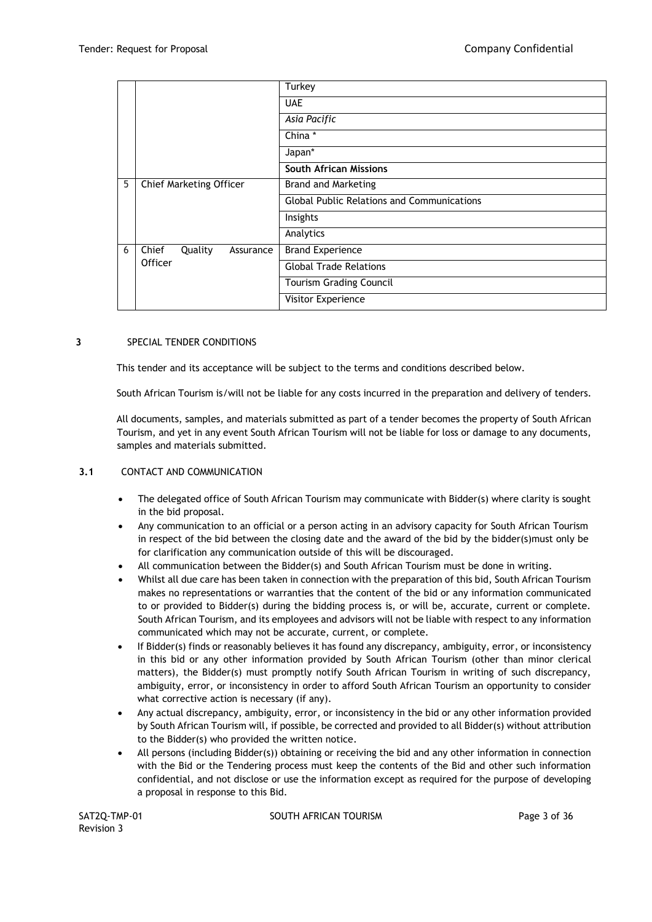| | | |
|---|---|---|
| | | Turkey |
| | | UAE |
| | | *Asia Pacific* |
| | | China * |
| | | Japan* |
| | | **South African Missions** |
| 5 | Chief Marketing Officer | Brand and Marketing |
| | | Global Public Relations and Communications |
| | | Insights |
| | | Analytics |
| 6 | Chief Quality Assurance Officer | Brand Experience |
| | | Global Trade Relations |
| | | Tourism Grading Council |
| | | Visitor Experience |

## 3 SPECIAL TENDER CONDITIONS

This tender and its acceptance will be subject to the terms and conditions described below.

South African Tourism is/will not be liable for any costs incurred in the preparation and delivery of tenders.

All documents, samples, and materials submitted as part of a tender becomes the property of South African Tourism, and yet in any event South African Tourism will not be liable for loss or damage to any documents, samples and materials submitted.

### 3.1 CONTACT AND COMMUNICATION

- The delegated office of South African Tourism may communicate with Bidder(s) where clarity is sought in the bid proposal.
- Any communication to an official or a person acting in an advisory capacity for South African Tourism in respect of the bid between the closing date and the award of the bid by the bidder(s)must only be for clarification any communication outside of this will be discouraged.
- All communication between the Bidder(s) and South African Tourism must be done in writing.
- Whilst all due care has been taken in connection with the preparation of this bid, South African Tourism makes no representations or warranties that the content of the bid or any information communicated to or provided to Bidder(s) during the bidding process is, or will be, accurate, current or complete. South African Tourism, and its employees and advisors will not be liable with respect to any information communicated which may not be accurate, current, or complete.
- If Bidder(s) finds or reasonably believes it has found any discrepancy, ambiguity, error, or inconsistency in this bid or any other information provided by South African Tourism (other than minor clerical matters), the Bidder(s) must promptly notify South African Tourism in writing of such discrepancy, ambiguity, error, or inconsistency in order to afford South African Tourism an opportunity to consider what corrective action is necessary (if any).
- Any actual discrepancy, ambiguity, error, or inconsistency in the bid or any other information provided by South African Tourism will, if possible, be corrected and provided to all Bidder(s) without attribution to the Bidder(s) who provided the written notice.
- All persons (including Bidder(s)) obtaining or receiving the bid and any other information in connection with the Bid or the Tendering process must keep the contents of the Bid and other such information confidential, and not disclose or use the information except as required for the purpose of developing a proposal in response to this Bid.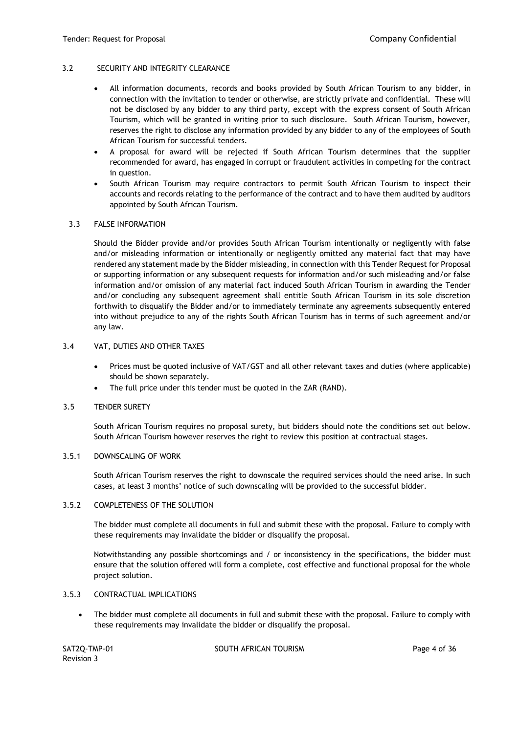### 3.2 SECURITY AND INTEGRITY CLEARANCE

- All information documents, records and books provided by South African Tourism to any bidder, in connection with the invitation to tender or otherwise, are strictly private and confidential. These will not be disclosed by any bidder to any third party, except with the express consent of South African Tourism, which will be granted in writing prior to such disclosure. South African Tourism, however, reserves the right to disclose any information provided by any bidder to any of the employees of South African Tourism for successful tenders.
- A proposal for award will be rejected if South African Tourism determines that the supplier recommended for award, has engaged in corrupt or fraudulent activities in competing for the contract in question.
- South African Tourism may require contractors to permit South African Tourism to inspect their accounts and records relating to the performance of the contract and to have them audited by auditors appointed by South African Tourism.

### 3.3 FALSE INFORMATION

Should the Bidder provide and/or provides South African Tourism intentionally or negligently with false and/or misleading information or intentionally or negligently omitted any material fact that may have rendered any statement made by the Bidder misleading, in connection with this Tender Request for Proposal or supporting information or any subsequent requests for information and/or such misleading and/or false information and/or omission of any material fact induced South African Tourism in awarding the Tender and/or concluding any subsequent agreement shall entitle South African Tourism in its sole discretion forthwith to disqualify the Bidder and/or to immediately terminate any agreements subsequently entered into without prejudice to any of the rights South African Tourism has in terms of such agreement and/or any law.

### 3.4 VAT, DUTIES AND OTHER TAXES

- Prices must be quoted inclusive of VAT/GST and all other relevant taxes and duties (where applicable) should be shown separately.
- The full price under this tender must be quoted in the ZAR (RAND).

### 3.5 TENDER SURETY

South African Tourism requires no proposal surety, but bidders should note the conditions set out below. South African Tourism however reserves the right to review this position at contractual stages.

#### 3.5.1 DOWNSCALING OF WORK

South African Tourism reserves the right to downscale the required services should the need arise. In such cases, at least 3 months' notice of such downscaling will be provided to the successful bidder.

#### 3.5.2 COMPLETENESS OF THE SOLUTION

The bidder must complete all documents in full and submit these with the proposal. Failure to comply with these requirements may invalidate the bidder or disqualify the proposal.

Notwithstanding any possible shortcomings and / or inconsistency in the specifications, the bidder must ensure that the solution offered will form a complete, cost effective and functional proposal for the whole project solution.

#### 3.5.3 CONTRACTUAL IMPLICATIONS

- The bidder must complete all documents in full and submit these with the proposal. Failure to comply with these requirements may invalidate the bidder or disqualify the proposal.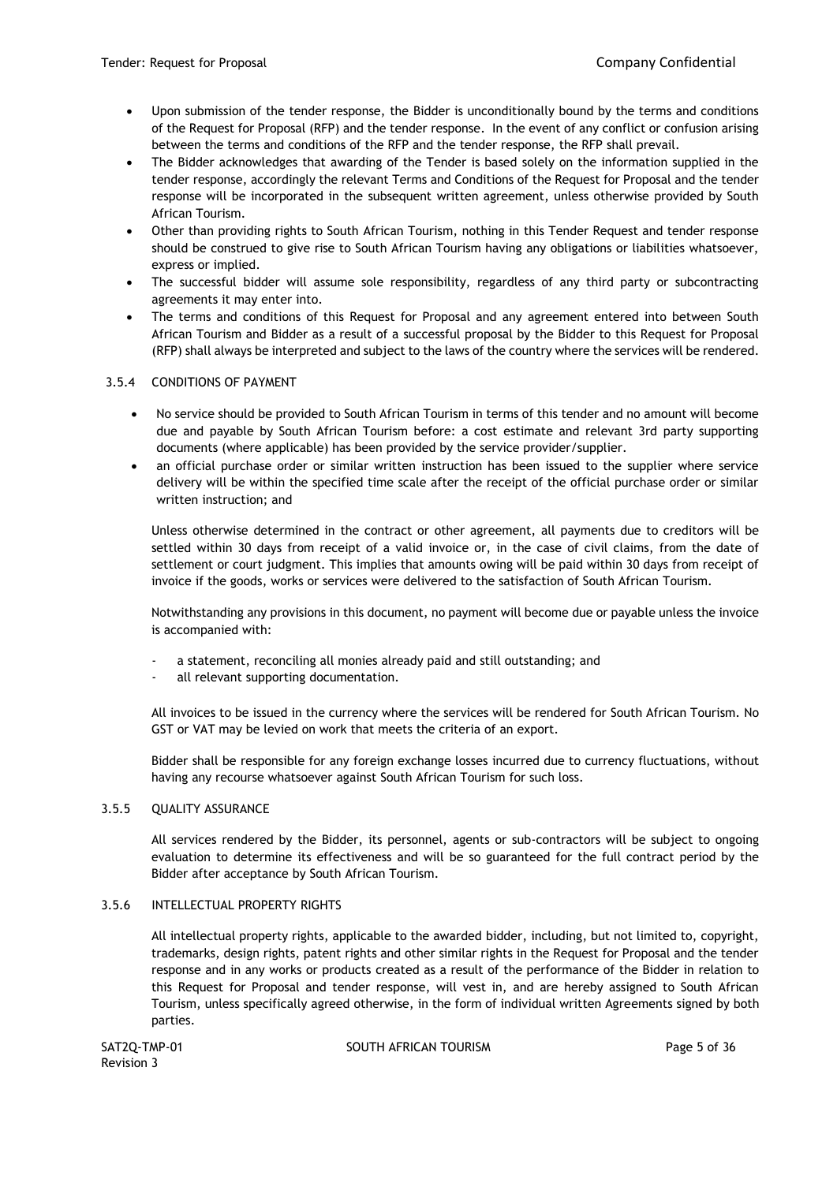- Upon submission of the tender response, the Bidder is unconditionally bound by the terms and conditions of the Request for Proposal (RFP) and the tender response. In the event of any conflict or confusion arising between the terms and conditions of the RFP and the tender response, the RFP shall prevail.
- The Bidder acknowledges that awarding of the Tender is based solely on the information supplied in the tender response, accordingly the relevant Terms and Conditions of the Request for Proposal and the tender response will be incorporated in the subsequent written agreement, unless otherwise provided by South African Tourism.
- Other than providing rights to South African Tourism, nothing in this Tender Request and tender response should be construed to give rise to South African Tourism having any obligations or liabilities whatsoever, express or implied.
- The successful bidder will assume sole responsibility, regardless of any third party or subcontracting agreements it may enter into.
- The terms and conditions of this Request for Proposal and any agreement entered into between South African Tourism and Bidder as a result of a successful proposal by the Bidder to this Request for Proposal (RFP) shall always be interpreted and subject to the laws of the country where the services will be rendered.

### 3.5.4 CONDITIONS OF PAYMENT

- No service should be provided to South African Tourism in terms of this tender and no amount will become due and payable by South African Tourism before: a cost estimate and relevant 3rd party supporting documents (where applicable) has been provided by the service provider/supplier.
- an official purchase order or similar written instruction has been issued to the supplier where service delivery will be within the specified time scale after the receipt of the official purchase order or similar written instruction; and

Unless otherwise determined in the contract or other agreement, all payments due to creditors will be settled within 30 days from receipt of a valid invoice or, in the case of civil claims, from the date of settlement or court judgment. This implies that amounts owing will be paid within 30 days from receipt of invoice if the goods, works or services were delivered to the satisfaction of South African Tourism.

Notwithstanding any provisions in this document, no payment will become due or payable unless the invoice is accompanied with:

- a statement, reconciling all monies already paid and still outstanding; and
- all relevant supporting documentation.

All invoices to be issued in the currency where the services will be rendered for South African Tourism. No GST or VAT may be levied on work that meets the criteria of an export.

Bidder shall be responsible for any foreign exchange losses incurred due to currency fluctuations, without having any recourse whatsoever against South African Tourism for such loss.

### 3.5.5 QUALITY ASSURANCE

All services rendered by the Bidder, its personnel, agents or sub-contractors will be subject to ongoing evaluation to determine its effectiveness and will be so guaranteed for the full contract period by the Bidder after acceptance by South African Tourism.

### 3.5.6 INTELLECTUAL PROPERTY RIGHTS

All intellectual property rights, applicable to the awarded bidder, including, but not limited to, copyright, trademarks, design rights, patent rights and other similar rights in the Request for Proposal and the tender response and in any works or products created as a result of the performance of the Bidder in relation to this Request for Proposal and tender response, will vest in, and are hereby assigned to South African Tourism, unless specifically agreed otherwise, in the form of individual written Agreements signed by both parties.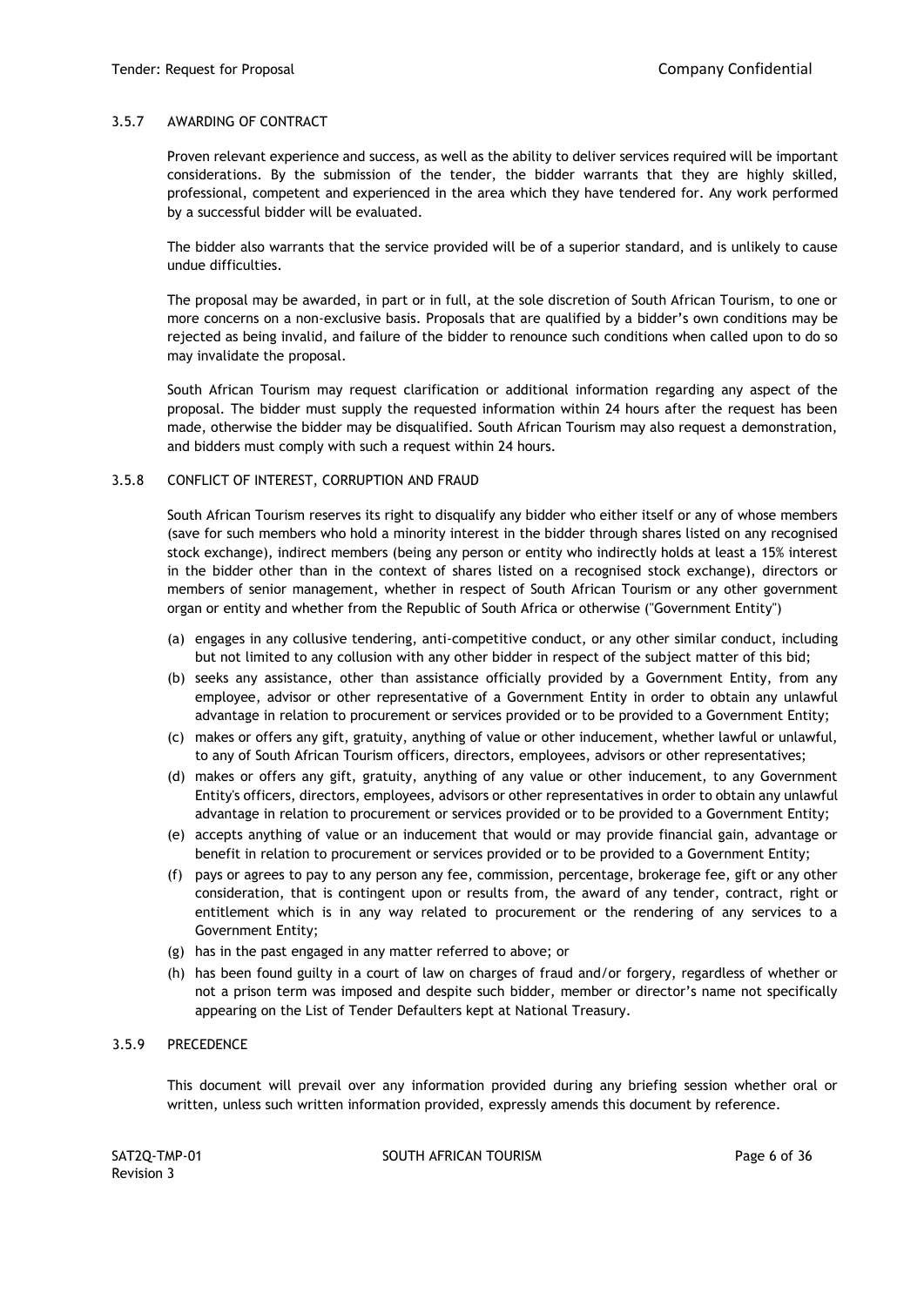### 3.5.7 AWARDING OF CONTRACT

Proven relevant experience and success, as well as the ability to deliver services required will be important considerations. By the submission of the tender, the bidder warrants that they are highly skilled, professional, competent and experienced in the area which they have tendered for. Any work performed by a successful bidder will be evaluated.

The bidder also warrants that the service provided will be of a superior standard, and is unlikely to cause undue difficulties.

The proposal may be awarded, in part or in full, at the sole discretion of South African Tourism, to one or more concerns on a non-exclusive basis. Proposals that are qualified by a bidder's own conditions may be rejected as being invalid, and failure of the bidder to renounce such conditions when called upon to do so may invalidate the proposal.

South African Tourism may request clarification or additional information regarding any aspect of the proposal. The bidder must supply the requested information within 24 hours after the request has been made, otherwise the bidder may be disqualified. South African Tourism may also request a demonstration, and bidders must comply with such a request within 24 hours.

### 3.5.8 CONFLICT OF INTEREST, CORRUPTION AND FRAUD

South African Tourism reserves its right to disqualify any bidder who either itself or any of whose members (save for such members who hold a minority interest in the bidder through shares listed on any recognised stock exchange), indirect members (being any person or entity who indirectly holds at least a 15% interest in the bidder other than in the context of shares listed on a recognised stock exchange), directors or members of senior management, whether in respect of South African Tourism or any other government organ or entity and whether from the Republic of South Africa or otherwise ("Government Entity")

(a) engages in any collusive tendering, anti-competitive conduct, or any other similar conduct, including but not limited to any collusion with any other bidder in respect of the subject matter of this bid;

(b) seeks any assistance, other than assistance officially provided by a Government Entity, from any employee, advisor or other representative of a Government Entity in order to obtain any unlawful advantage in relation to procurement or services provided or to be provided to a Government Entity;

(c) makes or offers any gift, gratuity, anything of value or other inducement, whether lawful or unlawful, to any of South African Tourism officers, directors, employees, advisors or other representatives;

(d) makes or offers any gift, gratuity, anything of any value or other inducement, to any Government Entity's officers, directors, employees, advisors or other representatives in order to obtain any unlawful advantage in relation to procurement or services provided or to be provided to a Government Entity;

(e) accepts anything of value or an inducement that would or may provide financial gain, advantage or benefit in relation to procurement or services provided or to be provided to a Government Entity;

(f) pays or agrees to pay to any person any fee, commission, percentage, brokerage fee, gift or any other consideration, that is contingent upon or results from, the award of any tender, contract, right or entitlement which is in any way related to procurement or the rendering of any services to a Government Entity;

(g) has in the past engaged in any matter referred to above; or

(h) has been found guilty in a court of law on charges of fraud and/or forgery, regardless of whether or not a prison term was imposed and despite such bidder, member or director's name not specifically appearing on the List of Tender Defaulters kept at National Treasury.

### 3.5.9 PRECEDENCE

This document will prevail over any information provided during any briefing session whether oral or written, unless such written information provided, expressly amends this document by reference.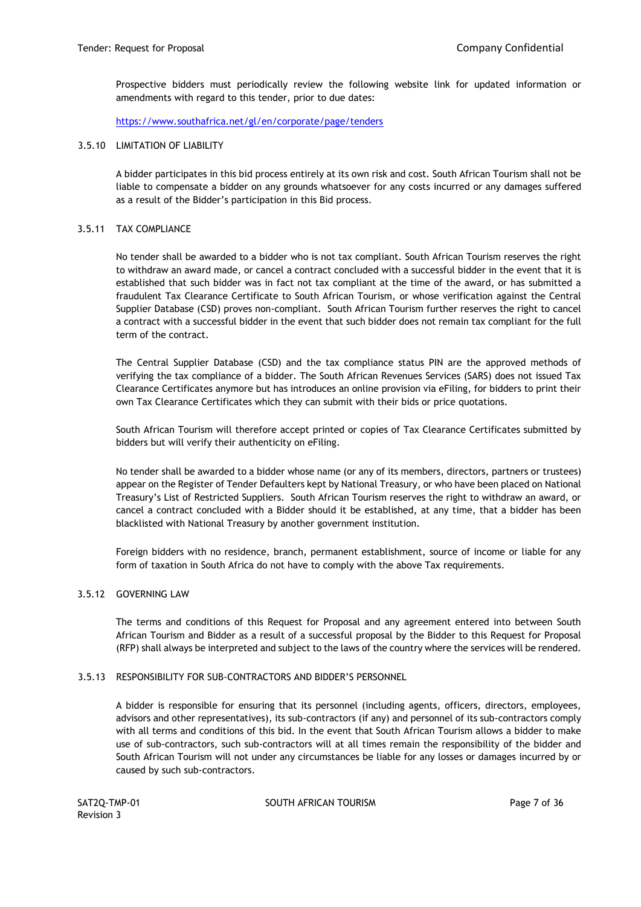Prospective bidders must periodically review the following website link for updated information or amendments with regard to this tender, prior to due dates:

https://www.southafrica.net/gl/en/corporate/page/tenders

### 3.5.10 LIMITATION OF LIABILITY

A bidder participates in this bid process entirely at its own risk and cost. South African Tourism shall not be liable to compensate a bidder on any grounds whatsoever for any costs incurred or any damages suffered as a result of the Bidder's participation in this Bid process.

### 3.5.11 TAX COMPLIANCE

No tender shall be awarded to a bidder who is not tax compliant. South African Tourism reserves the right to withdraw an award made, or cancel a contract concluded with a successful bidder in the event that it is established that such bidder was in fact not tax compliant at the time of the award, or has submitted a fraudulent Tax Clearance Certificate to South African Tourism, or whose verification against the Central Supplier Database (CSD) proves non-compliant. South African Tourism further reserves the right to cancel a contract with a successful bidder in the event that such bidder does not remain tax compliant for the full term of the contract.

The Central Supplier Database (CSD) and the tax compliance status PIN are the approved methods of verifying the tax compliance of a bidder. The South African Revenues Services (SARS) does not issued Tax Clearance Certificates anymore but has introduces an online provision via eFiling, for bidders to print their own Tax Clearance Certificates which they can submit with their bids or price quotations.

South African Tourism will therefore accept printed or copies of Tax Clearance Certificates submitted by bidders but will verify their authenticity on eFiling.

No tender shall be awarded to a bidder whose name (or any of its members, directors, partners or trustees) appear on the Register of Tender Defaulters kept by National Treasury, or who have been placed on National Treasury's List of Restricted Suppliers. South African Tourism reserves the right to withdraw an award, or cancel a contract concluded with a Bidder should it be established, at any time, that a bidder has been blacklisted with National Treasury by another government institution.

Foreign bidders with no residence, branch, permanent establishment, source of income or liable for any form of taxation in South Africa do not have to comply with the above Tax requirements.

### 3.5.12 GOVERNING LAW

The terms and conditions of this Request for Proposal and any agreement entered into between South African Tourism and Bidder as a result of a successful proposal by the Bidder to this Request for Proposal (RFP) shall always be interpreted and subject to the laws of the country where the services will be rendered.

### 3.5.13 RESPONSIBILITY FOR SUB-CONTRACTORS AND BIDDER'S PERSONNEL

A bidder is responsible for ensuring that its personnel (including agents, officers, directors, employees, advisors and other representatives), its sub-contractors (if any) and personnel of its sub-contractors comply with all terms and conditions of this bid. In the event that South African Tourism allows a bidder to make use of sub-contractors, such sub-contractors will at all times remain the responsibility of the bidder and South African Tourism will not under any circumstances be liable for any losses or damages incurred by or caused by such sub-contractors.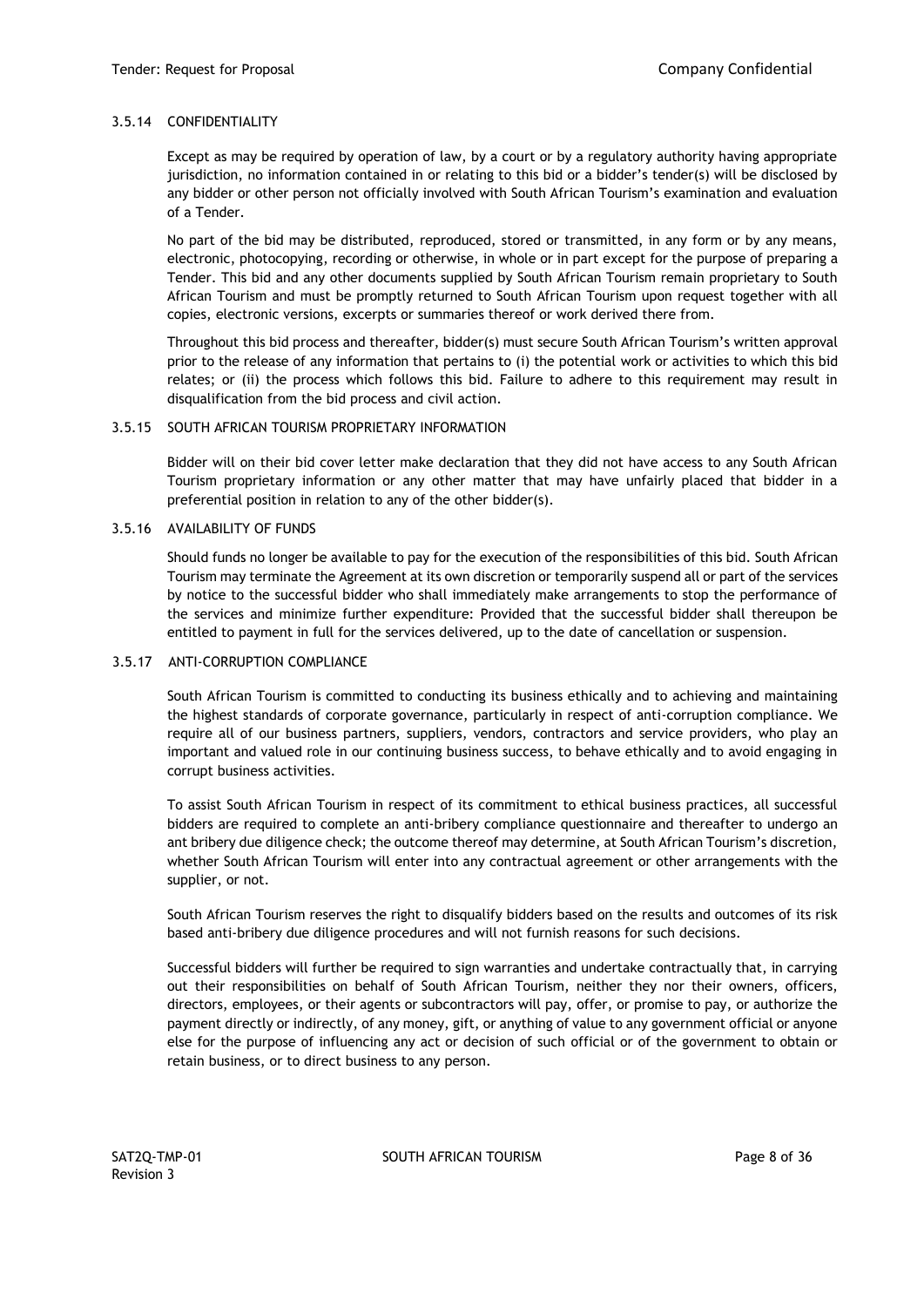### 3.5.14 CONFIDENTIALITY

Except as may be required by operation of law, by a court or by a regulatory authority having appropriate jurisdiction, no information contained in or relating to this bid or a bidder's tender(s) will be disclosed by any bidder or other person not officially involved with South African Tourism's examination and evaluation of a Tender.

No part of the bid may be distributed, reproduced, stored or transmitted, in any form or by any means, electronic, photocopying, recording or otherwise, in whole or in part except for the purpose of preparing a Tender. This bid and any other documents supplied by South African Tourism remain proprietary to South African Tourism and must be promptly returned to South African Tourism upon request together with all copies, electronic versions, excerpts or summaries thereof or work derived there from.

Throughout this bid process and thereafter, bidder(s) must secure South African Tourism's written approval prior to the release of any information that pertains to (i) the potential work or activities to which this bid relates; or (ii) the process which follows this bid. Failure to adhere to this requirement may result in disqualification from the bid process and civil action.

### 3.5.15 SOUTH AFRICAN TOURISM PROPRIETARY INFORMATION

Bidder will on their bid cover letter make declaration that they did not have access to any South African Tourism proprietary information or any other matter that may have unfairly placed that bidder in a preferential position in relation to any of the other bidder(s).

### 3.5.16 AVAILABILITY OF FUNDS

Should funds no longer be available to pay for the execution of the responsibilities of this bid. South African Tourism may terminate the Agreement at its own discretion or temporarily suspend all or part of the services by notice to the successful bidder who shall immediately make arrangements to stop the performance of the services and minimize further expenditure: Provided that the successful bidder shall thereupon be entitled to payment in full for the services delivered, up to the date of cancellation or suspension.

### 3.5.17 ANTI-CORRUPTION COMPLIANCE

South African Tourism is committed to conducting its business ethically and to achieving and maintaining the highest standards of corporate governance, particularly in respect of anti-corruption compliance. We require all of our business partners, suppliers, vendors, contractors and service providers, who play an important and valued role in our continuing business success, to behave ethically and to avoid engaging in corrupt business activities.

To assist South African Tourism in respect of its commitment to ethical business practices, all successful bidders are required to complete an anti-bribery compliance questionnaire and thereafter to undergo an ant bribery due diligence check; the outcome thereof may determine, at South African Tourism's discretion, whether South African Tourism will enter into any contractual agreement or other arrangements with the supplier, or not.

South African Tourism reserves the right to disqualify bidders based on the results and outcomes of its risk based anti-bribery due diligence procedures and will not furnish reasons for such decisions.

Successful bidders will further be required to sign warranties and undertake contractually that, in carrying out their responsibilities on behalf of South African Tourism, neither they nor their owners, officers, directors, employees, or their agents or subcontractors will pay, offer, or promise to pay, or authorize the payment directly or indirectly, of any money, gift, or anything of value to any government official or anyone else for the purpose of influencing any act or decision of such official or of the government to obtain or retain business, or to direct business to any person.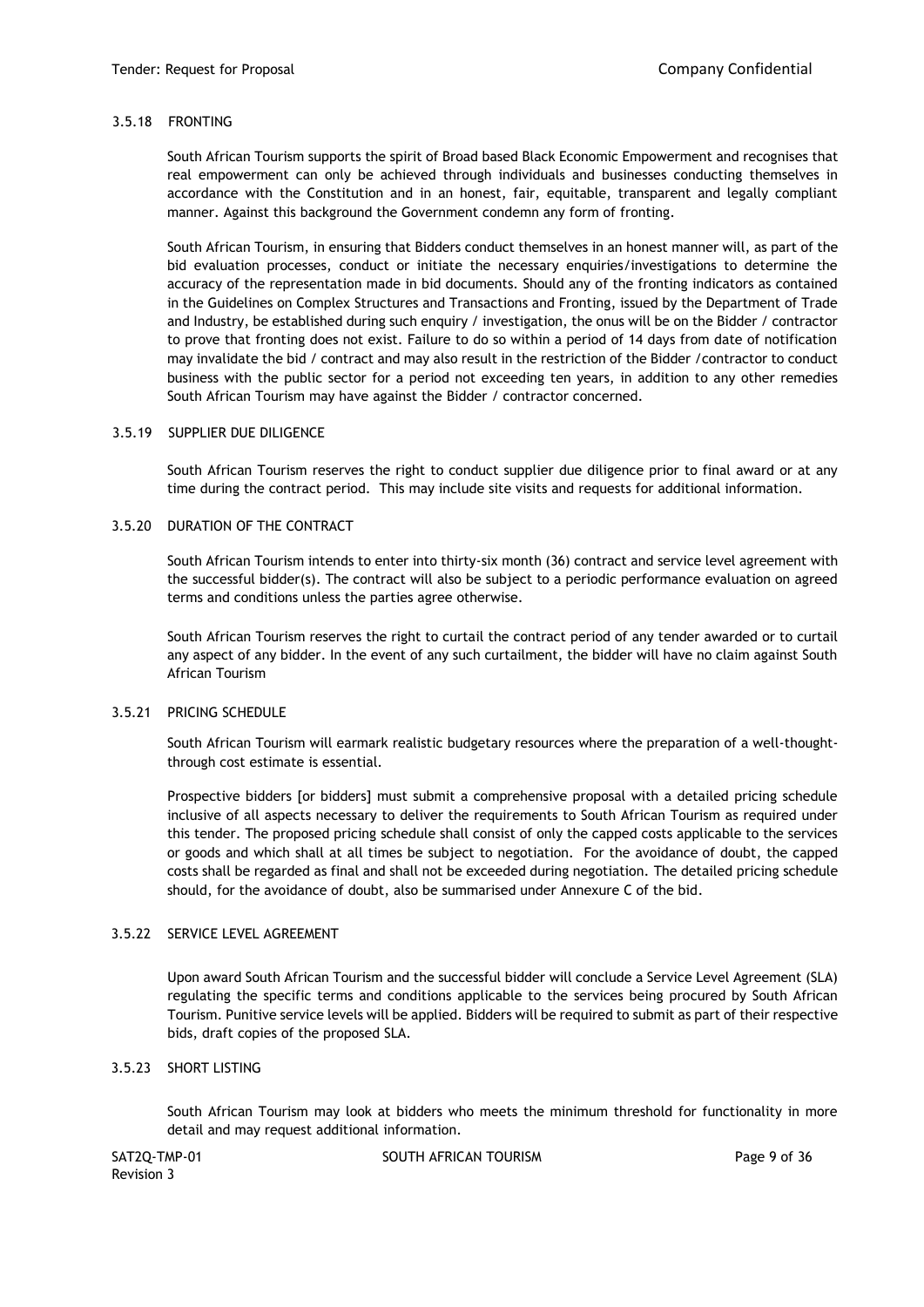### 3.5.18 FRONTING

South African Tourism supports the spirit of Broad based Black Economic Empowerment and recognises that real empowerment can only be achieved through individuals and businesses conducting themselves in accordance with the Constitution and in an honest, fair, equitable, transparent and legally compliant manner. Against this background the Government condemn any form of fronting.

South African Tourism, in ensuring that Bidders conduct themselves in an honest manner will, as part of the bid evaluation processes, conduct or initiate the necessary enquiries/investigations to determine the accuracy of the representation made in bid documents. Should any of the fronting indicators as contained in the Guidelines on Complex Structures and Transactions and Fronting, issued by the Department of Trade and Industry, be established during such enquiry / investigation, the onus will be on the Bidder / contractor to prove that fronting does not exist. Failure to do so within a period of 14 days from date of notification may invalidate the bid / contract and may also result in the restriction of the Bidder /contractor to conduct business with the public sector for a period not exceeding ten years, in addition to any other remedies South African Tourism may have against the Bidder / contractor concerned.

### 3.5.19 SUPPLIER DUE DILIGENCE

South African Tourism reserves the right to conduct supplier due diligence prior to final award or at any time during the contract period. This may include site visits and requests for additional information.

### 3.5.20 DURATION OF THE CONTRACT

South African Tourism intends to enter into thirty-six month (36) contract and service level agreement with the successful bidder(s). The contract will also be subject to a periodic performance evaluation on agreed terms and conditions unless the parties agree otherwise.

South African Tourism reserves the right to curtail the contract period of any tender awarded or to curtail any aspect of any bidder. In the event of any such curtailment, the bidder will have no claim against South African Tourism

### 3.5.21 PRICING SCHEDULE

South African Tourism will earmark realistic budgetary resources where the preparation of a well-thought-through cost estimate is essential.

Prospective bidders [or bidders] must submit a comprehensive proposal with a detailed pricing schedule inclusive of all aspects necessary to deliver the requirements to South African Tourism as required under this tender. The proposed pricing schedule shall consist of only the capped costs applicable to the services or goods and which shall at all times be subject to negotiation. For the avoidance of doubt, the capped costs shall be regarded as final and shall not be exceeded during negotiation. The detailed pricing schedule should, for the avoidance of doubt, also be summarised under Annexure C of the bid.

### 3.5.22 SERVICE LEVEL AGREEMENT

Upon award South African Tourism and the successful bidder will conclude a Service Level Agreement (SLA) regulating the specific terms and conditions applicable to the services being procured by South African Tourism. Punitive service levels will be applied. Bidders will be required to submit as part of their respective bids, draft copies of the proposed SLA.

### 3.5.23 SHORT LISTING

South African Tourism may look at bidders who meets the minimum threshold for functionality in more detail and may request additional information.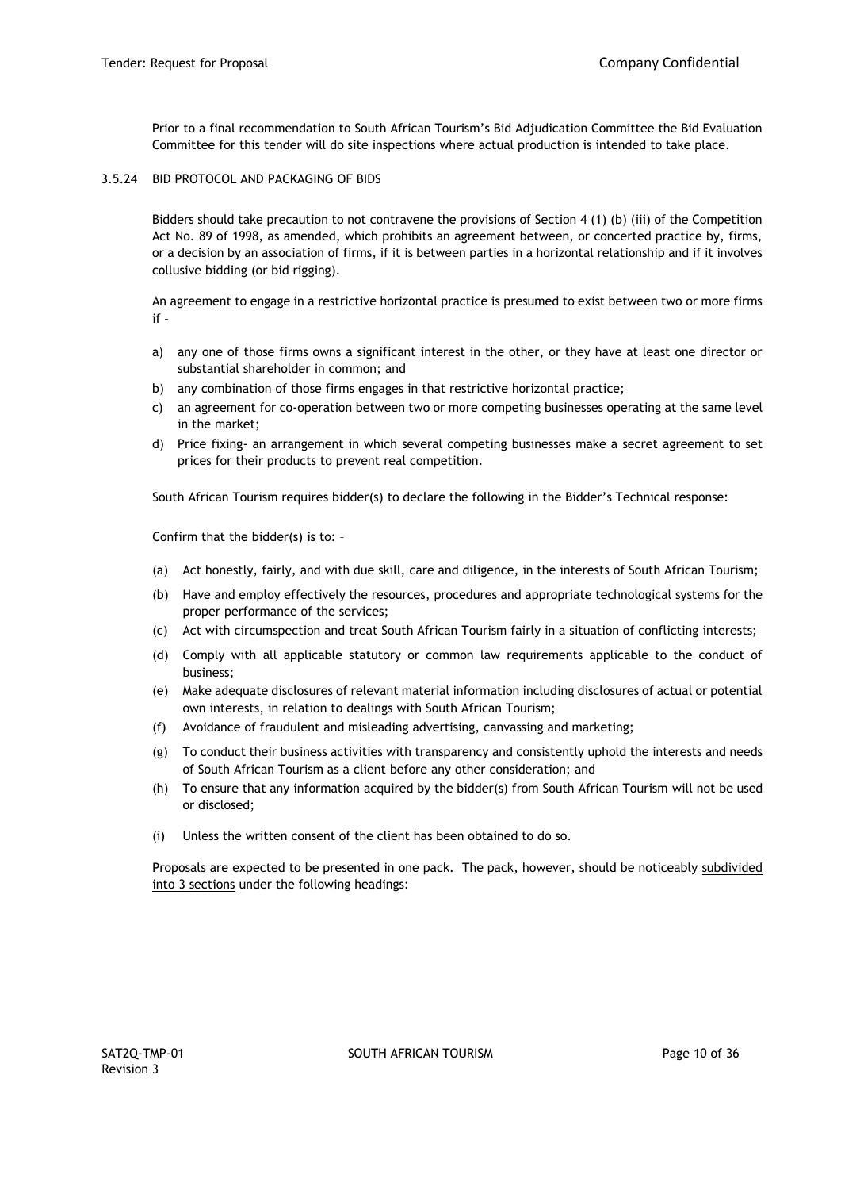Prior to a final recommendation to South African Tourism's Bid Adjudication Committee the Bid Evaluation Committee for this tender will do site inspections where actual production is intended to take place.

#### 3.5.24 BID PROTOCOL AND PACKAGING OF BIDS

Bidders should take precaution to not contravene the provisions of Section 4 (1) (b) (iii) of the Competition Act No. 89 of 1998, as amended, which prohibits an agreement between, or concerted practice by, firms, or a decision by an association of firms, if it is between parties in a horizontal relationship and if it involves collusive bidding (or bid rigging).

An agreement to engage in a restrictive horizontal practice is presumed to exist between two or more firms if –

a) any one of those firms owns a significant interest in the other, or they have at least one director or substantial shareholder in common; and
b) any combination of those firms engages in that restrictive horizontal practice;
c) an agreement for co-operation between two or more competing businesses operating at the same level in the market;
d) Price fixing- an arrangement in which several competing businesses make a secret agreement to set prices for their products to prevent real competition.

South African Tourism requires bidder(s) to declare the following in the Bidder's Technical response:

Confirm that the bidder(s) is to: –

(a) Act honestly, fairly, and with due skill, care and diligence, in the interests of South African Tourism;
(b) Have and employ effectively the resources, procedures and appropriate technological systems for the proper performance of the services;
(c) Act with circumspection and treat South African Tourism fairly in a situation of conflicting interests;
(d) Comply with all applicable statutory or common law requirements applicable to the conduct of business;
(e) Make adequate disclosures of relevant material information including disclosures of actual or potential own interests, in relation to dealings with South African Tourism;
(f) Avoidance of fraudulent and misleading advertising, canvassing and marketing;
(g) To conduct their business activities with transparency and consistently uphold the interests and needs of South African Tourism as a client before any other consideration; and
(h) To ensure that any information acquired by the bidder(s) from South African Tourism will not be used or disclosed;
(i) Unless the written consent of the client has been obtained to do so.

Proposals are expected to be presented in one pack. The pack, however, should be noticeably <u>subdivided into 3 sections</u> under the following headings: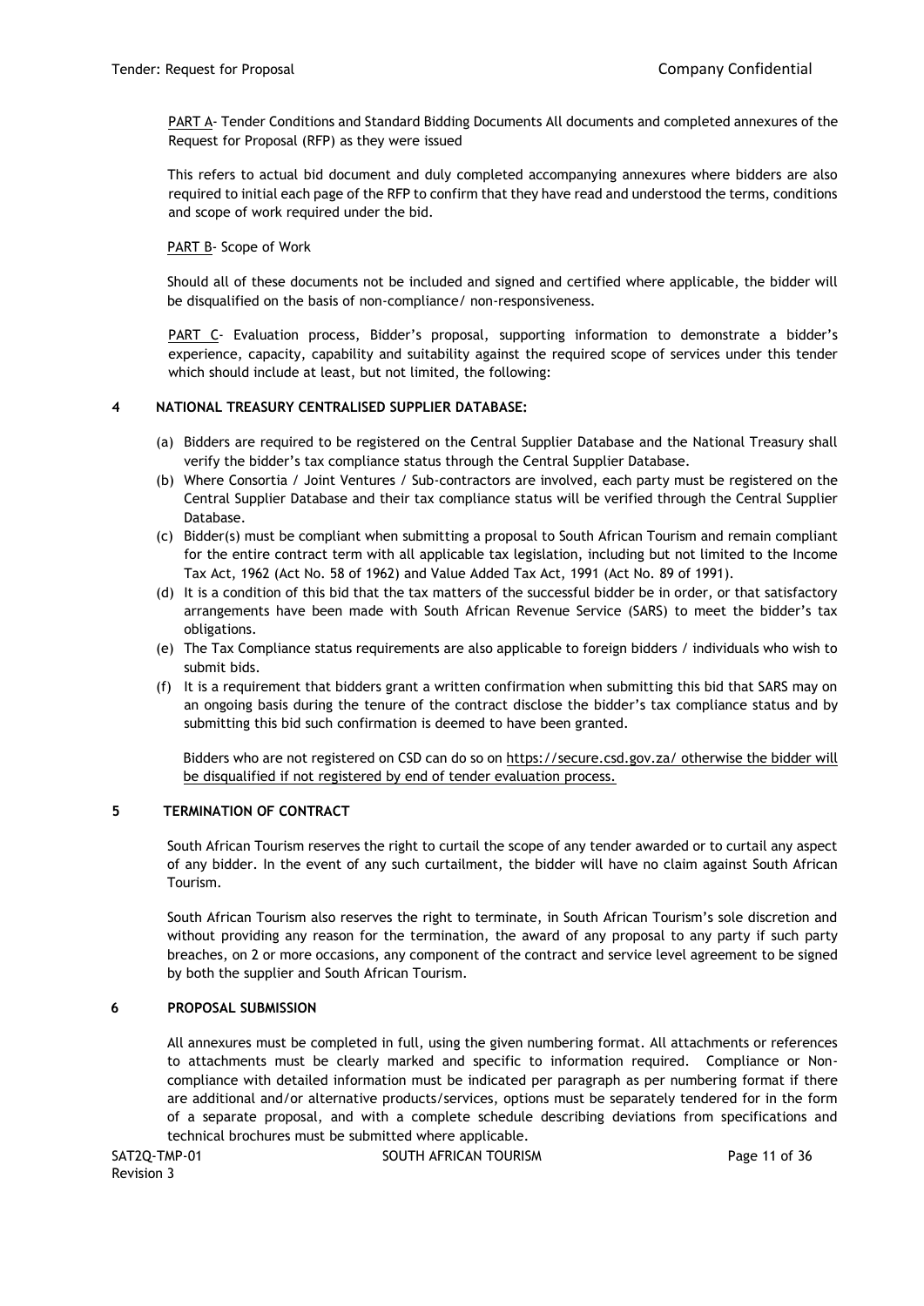<u>PART A</u>- Tender Conditions and Standard Bidding Documents All documents and completed annexures of the Request for Proposal (RFP) as they were issued

This refers to actual bid document and duly completed accompanying annexures where bidders are also required to initial each page of the RFP to confirm that they have read and understood the terms, conditions and scope of work required under the bid.

<u>PART B</u>- Scope of Work

Should all of these documents not be included and signed and certified where applicable, the bidder will be disqualified on the basis of non-compliance/ non-responsiveness.

<u>PART C</u>- Evaluation process, Bidder's proposal, supporting information to demonstrate a bidder's experience, capacity, capability and suitability against the required scope of services under this tender which should include at least, but not limited, the following:

## 4 NATIONAL TREASURY CENTRALISED SUPPLIER DATABASE:

(a) Bidders are required to be registered on the Central Supplier Database and the National Treasury shall verify the bidder's tax compliance status through the Central Supplier Database.

(b) Where Consortia / Joint Ventures / Sub-contractors are involved, each party must be registered on the Central Supplier Database and their tax compliance status will be verified through the Central Supplier Database.

(c) Bidder(s) must be compliant when submitting a proposal to South African Tourism and remain compliant for the entire contract term with all applicable tax legislation, including but not limited to the Income Tax Act, 1962 (Act No. 58 of 1962) and Value Added Tax Act, 1991 (Act No. 89 of 1991).

(d) It is a condition of this bid that the tax matters of the successful bidder be in order, or that satisfactory arrangements have been made with South African Revenue Service (SARS) to meet the bidder's tax obligations.

(e) The Tax Compliance status requirements are also applicable to foreign bidders / individuals who wish to submit bids.

(f) It is a requirement that bidders grant a written confirmation when submitting this bid that SARS may on an ongoing basis during the tenure of the contract disclose the bidder's tax compliance status and by submitting this bid such confirmation is deemed to have been granted.

Bidders who are not registered on CSD can do so on <u>https://secure.csd.gov.za/ otherwise the bidder will be disqualified if not registered by end of tender evaluation process.</u>

## 5 TERMINATION OF CONTRACT

South African Tourism reserves the right to curtail the scope of any tender awarded or to curtail any aspect of any bidder. In the event of any such curtailment, the bidder will have no claim against South African Tourism.

South African Tourism also reserves the right to terminate, in South African Tourism's sole discretion and without providing any reason for the termination, the award of any proposal to any party if such party breaches, on 2 or more occasions, any component of the contract and service level agreement to be signed by both the supplier and South African Tourism.

## 6 PROPOSAL SUBMISSION

All annexures must be completed in full, using the given numbering format. All attachments or references to attachments must be clearly marked and specific to information required. Compliance or Non-compliance with detailed information must be indicated per paragraph as per numbering format if there are additional and/or alternative products/services, options must be separately tendered for in the form of a separate proposal, and with a complete schedule describing deviations from specifications and technical brochures must be submitted where applicable.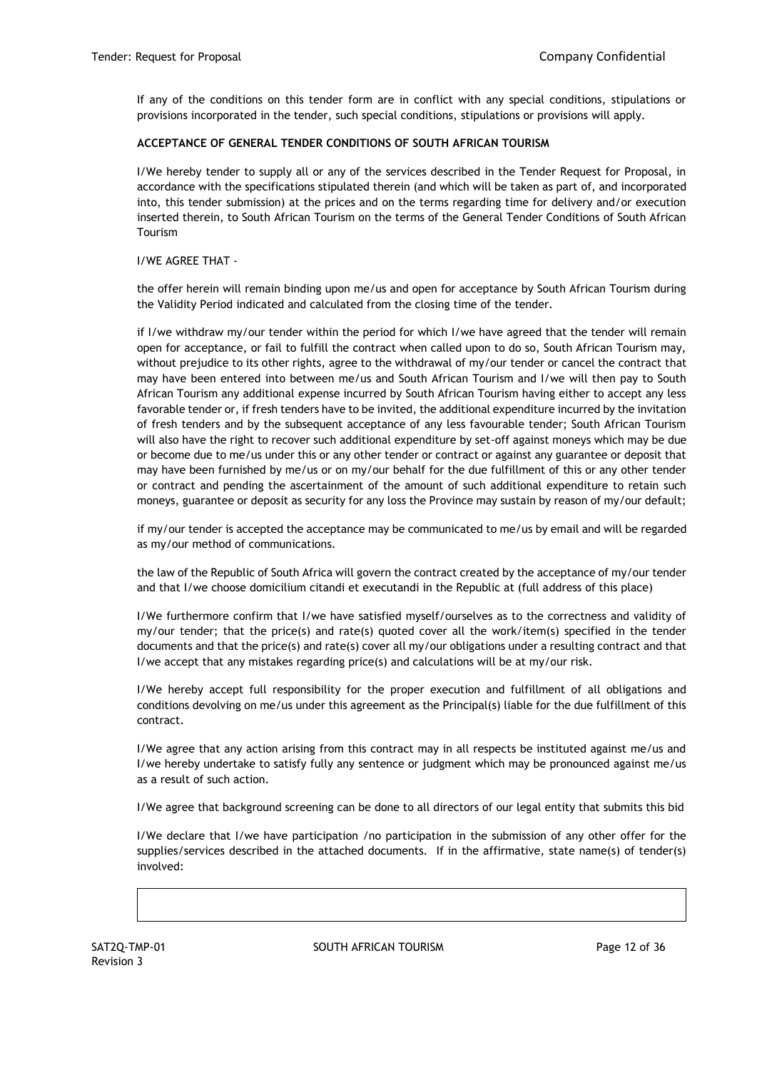If any of the conditions on this tender form are in conflict with any special conditions, stipulations or provisions incorporated in the tender, such special conditions, stipulations or provisions will apply.

**ACCEPTANCE OF GENERAL TENDER CONDITIONS OF SOUTH AFRICAN TOURISM**

I/We hereby tender to supply all or any of the services described in the Tender Request for Proposal, in accordance with the specifications stipulated therein (and which will be taken as part of, and incorporated into, this tender submission) at the prices and on the terms regarding time for delivery and/or execution inserted therein, to South African Tourism on the terms of the General Tender Conditions of South African Tourism

I/WE AGREE THAT -

the offer herein will remain binding upon me/us and open for acceptance by South African Tourism during the Validity Period indicated and calculated from the closing time of the tender.

if I/we withdraw my/our tender within the period for which I/we have agreed that the tender will remain open for acceptance, or fail to fulfill the contract when called upon to do so, South African Tourism may, without prejudice to its other rights, agree to the withdrawal of my/our tender or cancel the contract that may have been entered into between me/us and South African Tourism and I/we will then pay to South African Tourism any additional expense incurred by South African Tourism having either to accept any less favorable tender or, if fresh tenders have to be invited, the additional expenditure incurred by the invitation of fresh tenders and by the subsequent acceptance of any less favourable tender; South African Tourism will also have the right to recover such additional expenditure by set-off against moneys which may be due or become due to me/us under this or any other tender or contract or against any guarantee or deposit that may have been furnished by me/us or on my/our behalf for the due fulfillment of this or any other tender or contract and pending the ascertainment of the amount of such additional expenditure to retain such moneys, guarantee or deposit as security for any loss the Province may sustain by reason of my/our default;

if my/our tender is accepted the acceptance may be communicated to me/us by email and will be regarded as my/our method of communications.

the law of the Republic of South Africa will govern the contract created by the acceptance of my/our tender and that I/we choose domicilium citandi et executandi in the Republic at (full address of this place)

I/We furthermore confirm that I/we have satisfied myself/ourselves as to the correctness and validity of my/our tender; that the price(s) and rate(s) quoted cover all the work/item(s) specified in the tender documents and that the price(s) and rate(s) cover all my/our obligations under a resulting contract and that I/we accept that any mistakes regarding price(s) and calculations will be at my/our risk.

I/We hereby accept full responsibility for the proper execution and fulfillment of all obligations and conditions devolving on me/us under this agreement as the Principal(s) liable for the due fulfillment of this contract.

I/We agree that any action arising from this contract may in all respects be instituted against me/us and I/we hereby undertake to satisfy fully any sentence or judgment which may be pronounced against me/us as a result of such action.

I/We agree that background screening can be done to all directors of our legal entity that submits this bid

I/We declare that I/we have participation /no participation in the submission of any other offer for the supplies/services described in the attached documents. If in the affirmative, state name(s) of tender(s) involved:

|  |
| --- |
|  |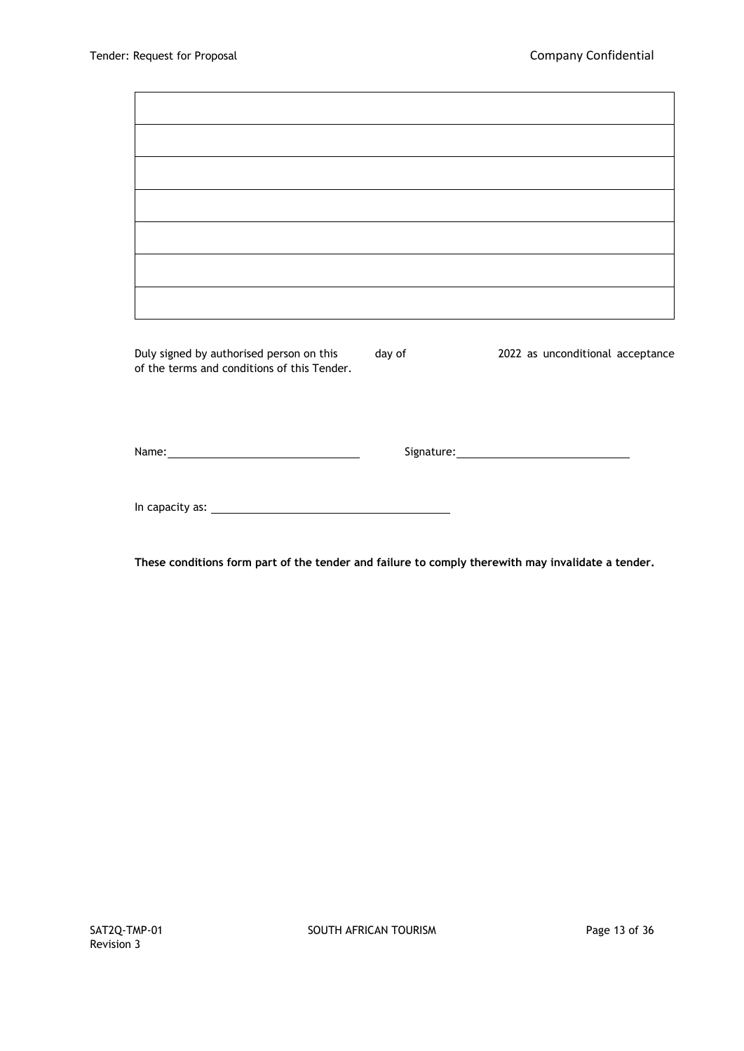| |
|---|
| |
| |
| |
| |
| |
| |

Duly signed by authorised person on this ______ day of ______________ 2022 as unconditional acceptance of the terms and conditions of this Tender.

Name: ______________________________ Signature: ______________________________

In capacity as: ______________________________

**These conditions form part of the tender and failure to comply therewith may invalidate a tender.**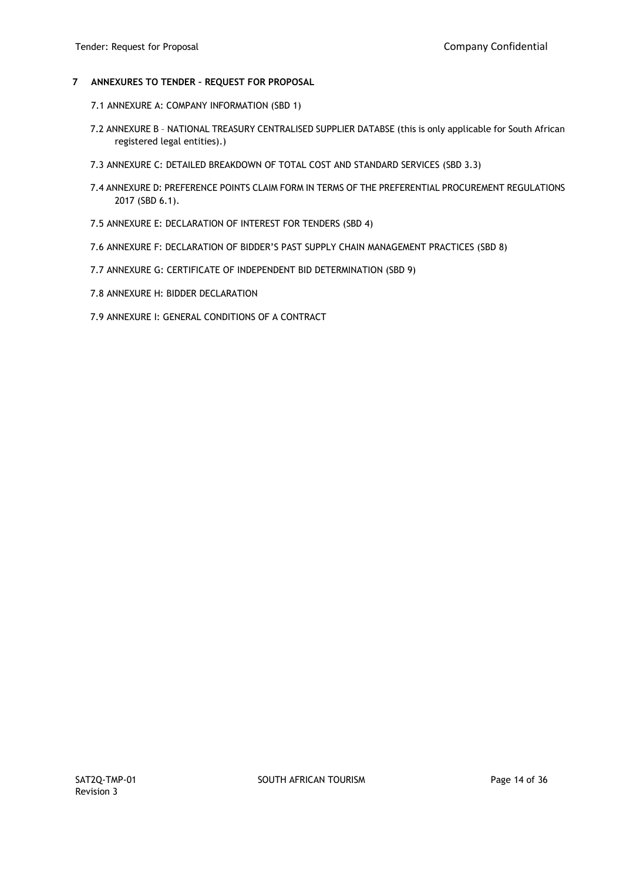## 7 ANNEXURES TO TENDER – REQUEST FOR PROPOSAL

7.1 ANNEXURE A: COMPANY INFORMATION (SBD 1)

7.2 ANNEXURE B – NATIONAL TREASURY CENTRALISED SUPPLIER DATABSE (this is only applicable for South African registered legal entities).)

7.3 ANNEXURE C: DETAILED BREAKDOWN OF TOTAL COST AND STANDARD SERVICES (SBD 3.3)

7.4 ANNEXURE D: PREFERENCE POINTS CLAIM FORM IN TERMS OF THE PREFERENTIAL PROCUREMENT REGULATIONS 2017 (SBD 6.1).

7.5 ANNEXURE E: DECLARATION OF INTEREST FOR TENDERS (SBD 4)

7.6 ANNEXURE F: DECLARATION OF BIDDER'S PAST SUPPLY CHAIN MANAGEMENT PRACTICES (SBD 8)

7.7 ANNEXURE G: CERTIFICATE OF INDEPENDENT BID DETERMINATION (SBD 9)

7.8 ANNEXURE H: BIDDER DECLARATION

7.9 ANNEXURE I: GENERAL CONDITIONS OF A CONTRACT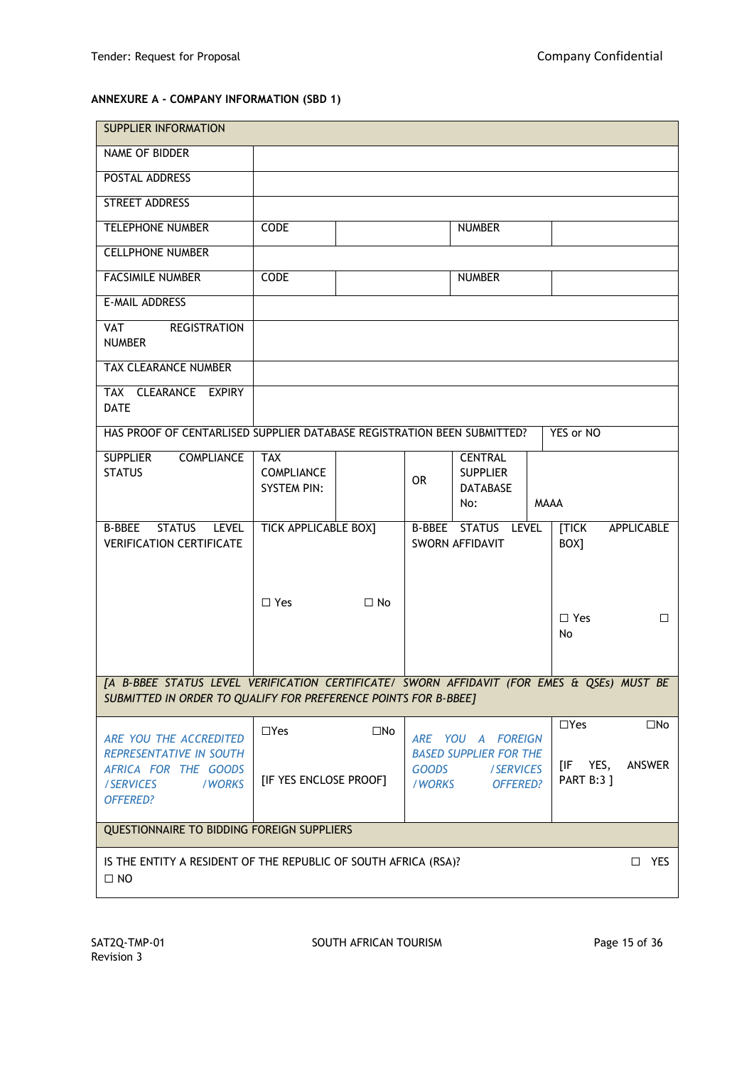**ANNEXURE A - COMPANY INFORMATION (SBD 1)**

| SUPPLIER INFORMATION | | | | | | |
|---|---|---|---|---|---|---|
| NAME OF BIDDER | | | | | | |
| POSTAL ADDRESS | | | | | | |
| STREET ADDRESS | | | | | | |
| TELEPHONE NUMBER | CODE | | | NUMBER | | |
| CELLPHONE NUMBER | | | | | | |
| FACSIMILE NUMBER | CODE | | | NUMBER | | |
| E-MAIL ADDRESS | | | | | | |
| VAT REGISTRATION NUMBER | | | | | | |
| TAX CLEARANCE NUMBER | | | | | | |
| TAX CLEARANCE EXPIRY DATE | | | | | | |
| HAS PROOF OF CENTARLISED SUPPLIER DATABASE REGISTRATION BEEN SUBMITTED? | | | | | | YES or NO |
| SUPPLIER COMPLIANCE STATUS | TAX COMPLIANCE SYSTEM PIN: | | OR | CENTRAL SUPPLIER DATABASE No: | MAAA | |
| B-BBEE STATUS LEVEL VERIFICATION CERTIFICATE | TICK APPLICABLE BOX] ☐ Yes | ☐ No | B-BBEE STATUS LEVEL SWORN AFFIDAVIT | | | [TICK APPLICABLE BOX] ☐ Yes ☐ No |
| *[A B-BBEE STATUS LEVEL VERIFICATION CERTIFICATE/ SWORN AFFIDAVIT (FOR EMES & QSEs) MUST BE SUBMITTED IN ORDER TO QUALIFY FOR PREFERENCE POINTS FOR B-BBEE]* | | | | | | |
| *ARE YOU THE ACCREDITED REPRESENTATIVE IN SOUTH AFRICA FOR THE GOODS /SERVICES /WORKS OFFERED?* | ☐Yes [IF YES ENCLOSE PROOF] | ☐No | *ARE YOU A FOREIGN BASED SUPPLIER FOR THE GOODS /SERVICES /WORKS OFFERED?* | | | ☐Yes ☐No [IF YES, ANSWER PART B:3 ] |
| QUESTIONNAIRE TO BIDDING FOREIGN SUPPLIERS | | | | | | |
| IS THE ENTITY A RESIDENT OF THE REPUBLIC OF SOUTH AFRICA (RSA)? ☐ YES ☐ NO | | | | | | |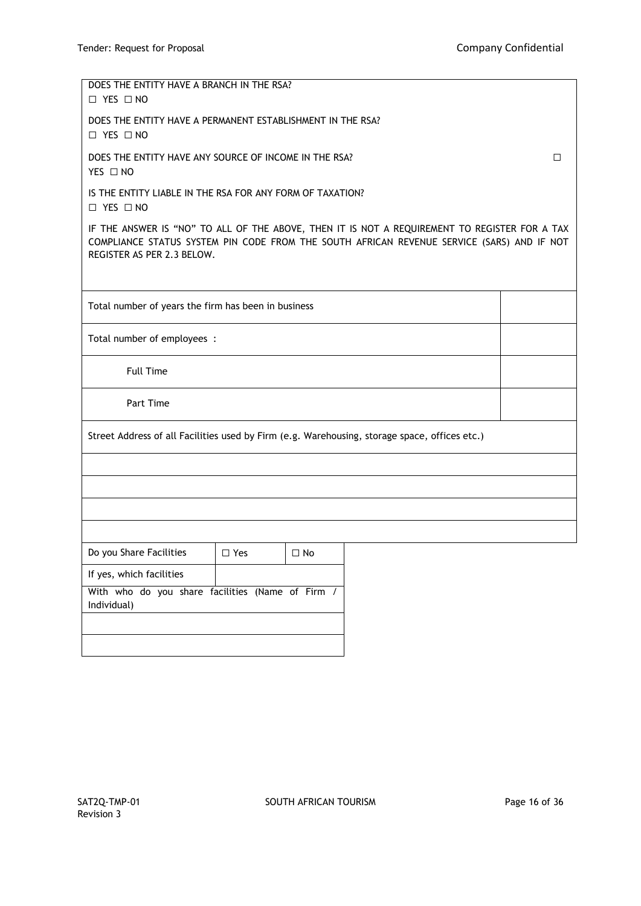DOES THE ENTITY HAVE A BRANCH IN THE RSA?
☐ YES ☐ NO

DOES THE ENTITY HAVE A PERMANENT ESTABLISHMENT IN THE RSA?
☐ YES ☐ NO

DOES THE ENTITY HAVE ANY SOURCE OF INCOME IN THE RSA? ☐
YES ☐ NO

IS THE ENTITY LIABLE IN THE RSA FOR ANY FORM OF TAXATION?
☐ YES ☐ NO

IF THE ANSWER IS "NO" TO ALL OF THE ABOVE, THEN IT IS NOT A REQUIREMENT TO REGISTER FOR A TAX COMPLIANCE STATUS SYSTEM PIN CODE FROM THE SOUTH AFRICAN REVENUE SERVICE (SARS) AND IF NOT REGISTER AS PER 2.3 BELOW.

| | |
|---|---|
| Total number of years the firm has been in business | |
| Total number of employees : | |
| Full Time | |
| Part Time | |

| Street Address of all Facilities used by Firm (e.g. Warehousing, storage space, offices etc.) |
|---|
| |
| |
| |
| |

| Do you Share Facilities | ☐ Yes | ☐ No |
|---|---|---|
| If yes, which facilities | | |
| With who do you share facilities (Name of Firm / Individual) | | |
| | | |
| | | |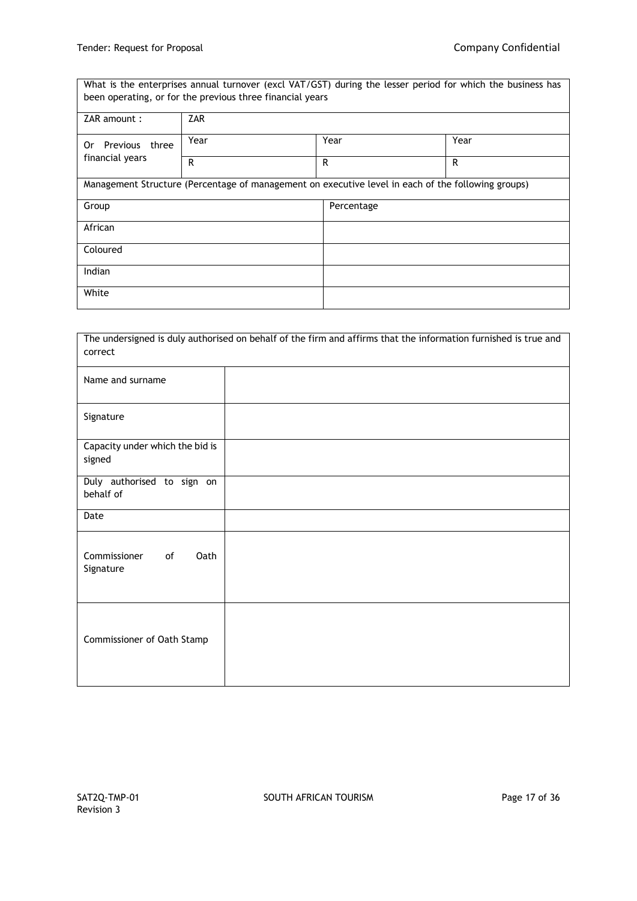| What is the enterprises annual turnover (excl VAT/GST) during the lesser period for which the business has been operating, or for the previous three financial years | | | |
|---|---|---|---|
| ZAR amount : | ZAR | | |
| Or Previous three financial years | Year | Year | Year |
| | R | R | R |

| Management Structure (Percentage of management on executive level in each of the following groups) | |
|---|---|
| Group | Percentage |
| African | |
| Coloured | |
| Indian | |
| White | |

| The undersigned is duly authorised on behalf of the firm and affirms that the information furnished is true and correct | |
|---|---|
| Name and surname | |
| Signature | |
| Capacity under which the bid is signed | |
| Duly authorised to sign on behalf of | |
| Date | |
| Commissioner of Oath Signature | |
| Commissioner of Oath Stamp | |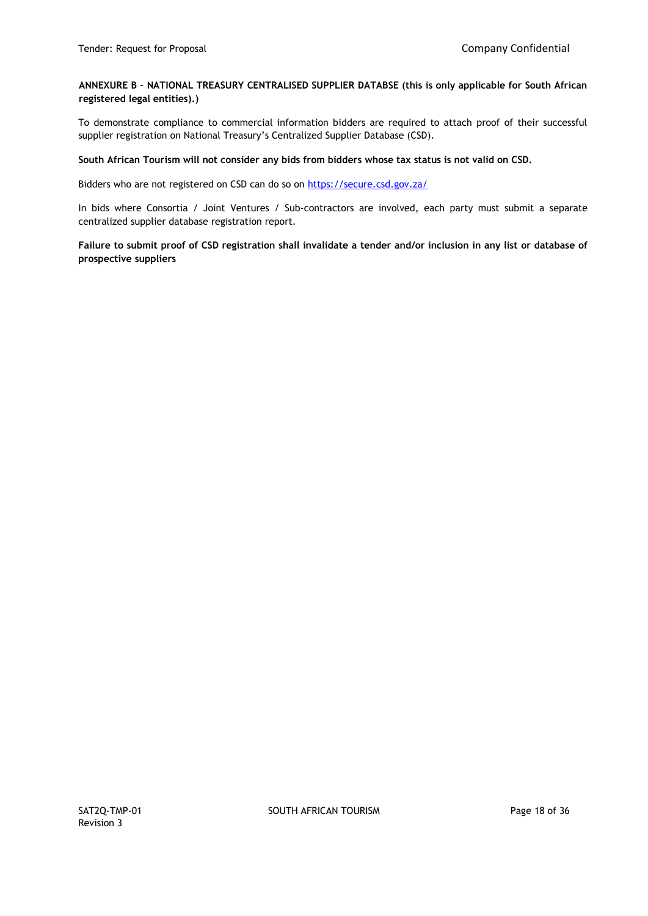**ANNEXURE B – NATIONAL TREASURY CENTRALISED SUPPLIER DATABSE (this is only applicable for South African registered legal entities).)**

To demonstrate compliance to commercial information bidders are required to attach proof of their successful supplier registration on National Treasury's Centralized Supplier Database (CSD).

**South African Tourism will not consider any bids from bidders whose tax status is not valid on CSD.**

Bidders who are not registered on CSD can do so on https://secure.csd.gov.za/

In bids where Consortia / Joint Ventures / Sub-contractors are involved, each party must submit a separate centralized supplier database registration report.

**Failure to submit proof of CSD registration shall invalidate a tender and/or inclusion in any list or database of prospective suppliers**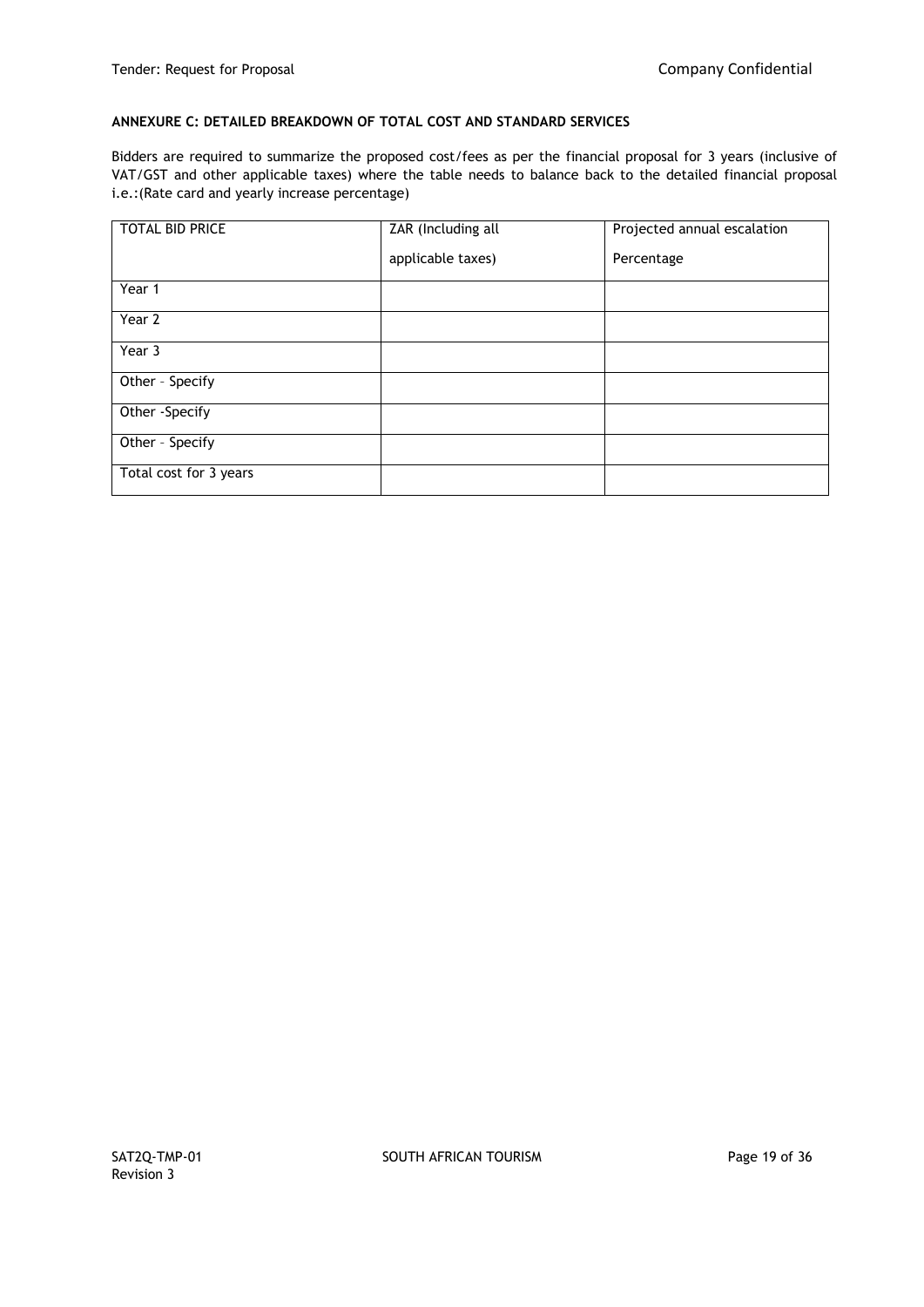**ANNEXURE C: DETAILED BREAKDOWN OF TOTAL COST AND STANDARD SERVICES**

Bidders are required to summarize the proposed cost/fees as per the financial proposal for 3 years (inclusive of VAT/GST and other applicable taxes) where the table needs to balance back to the detailed financial proposal i.e.:(Rate card and yearly increase percentage)

| TOTAL BID PRICE | ZAR (Including all applicable taxes) | Projected annual escalation Percentage |
| --- | --- | --- |
| Year 1 | | |
| Year 2 | | |
| Year 3 | | |
| Other – Specify | | |
| Other -Specify | | |
| Other – Specify | | |
| Total cost for 3 years | | |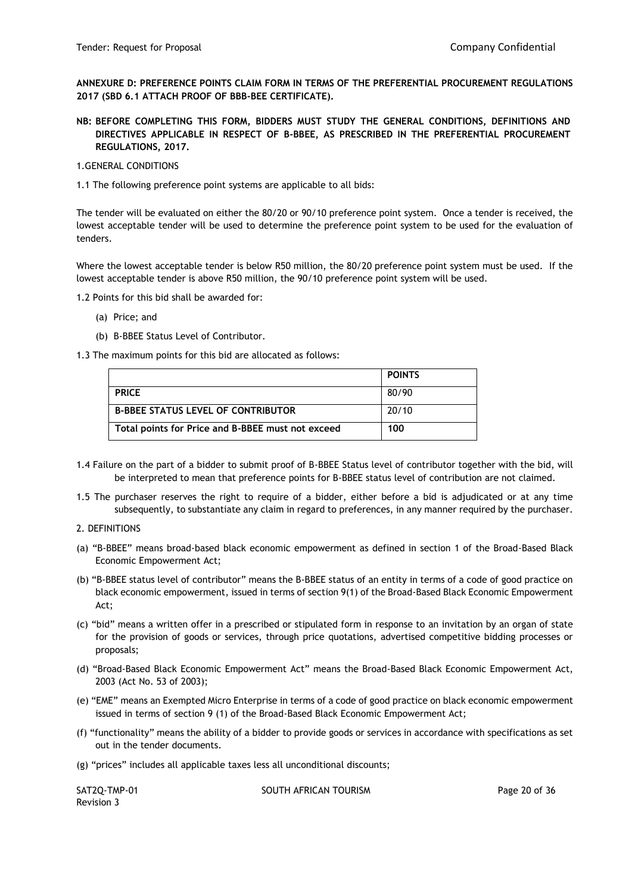**ANNEXURE D: PREFERENCE POINTS CLAIM FORM IN TERMS OF THE PREFERENTIAL PROCUREMENT REGULATIONS 2017 (SBD 6.1 ATTACH PROOF OF BBB-BEE CERTIFICATE).**

**NB: BEFORE COMPLETING THIS FORM, BIDDERS MUST STUDY THE GENERAL CONDITIONS, DEFINITIONS AND DIRECTIVES APPLICABLE IN RESPECT OF B-BBEE, AS PRESCRIBED IN THE PREFERENTIAL PROCUREMENT REGULATIONS, 2017.**

1.GENERAL CONDITIONS

1.1 The following preference point systems are applicable to all bids:

The tender will be evaluated on either the 80/20 or 90/10 preference point system. Once a tender is received, the lowest acceptable tender will be used to determine the preference point system to be used for the evaluation of tenders.

Where the lowest acceptable tender is below R50 million, the 80/20 preference point system must be used. If the lowest acceptable tender is above R50 million, the 90/10 preference point system will be used.

1.2 Points for this bid shall be awarded for:

(a) Price; and

(b) B-BBEE Status Level of Contributor.

1.3 The maximum points for this bid are allocated as follows:

| | **POINTS** |
|---|---|
| **PRICE** | 80/90 |
| **B-BBEE STATUS LEVEL OF CONTRIBUTOR** | 20/10 |
| **Total points for Price and B-BBEE must not exceed** | **100** |

1.4 Failure on the part of a bidder to submit proof of B-BBEE Status level of contributor together with the bid, will be interpreted to mean that preference points for B-BBEE status level of contribution are not claimed.

1.5 The purchaser reserves the right to require of a bidder, either before a bid is adjudicated or at any time subsequently, to substantiate any claim in regard to preferences, in any manner required by the purchaser.

2. DEFINITIONS

(a) "B-BBEE" means broad-based black economic empowerment as defined in section 1 of the Broad-Based Black Economic Empowerment Act;

(b) "B-BBEE status level of contributor" means the B-BBEE status of an entity in terms of a code of good practice on black economic empowerment, issued in terms of section 9(1) of the Broad-Based Black Economic Empowerment Act;

(c) "bid" means a written offer in a prescribed or stipulated form in response to an invitation by an organ of state for the provision of goods or services, through price quotations, advertised competitive bidding processes or proposals;

(d) "Broad-Based Black Economic Empowerment Act" means the Broad-Based Black Economic Empowerment Act, 2003 (Act No. 53 of 2003);

(e) "EME" means an Exempted Micro Enterprise in terms of a code of good practice on black economic empowerment issued in terms of section 9 (1) of the Broad-Based Black Economic Empowerment Act;

(f) "functionality" means the ability of a bidder to provide goods or services in accordance with specifications as set out in the tender documents.

(g) "prices" includes all applicable taxes less all unconditional discounts;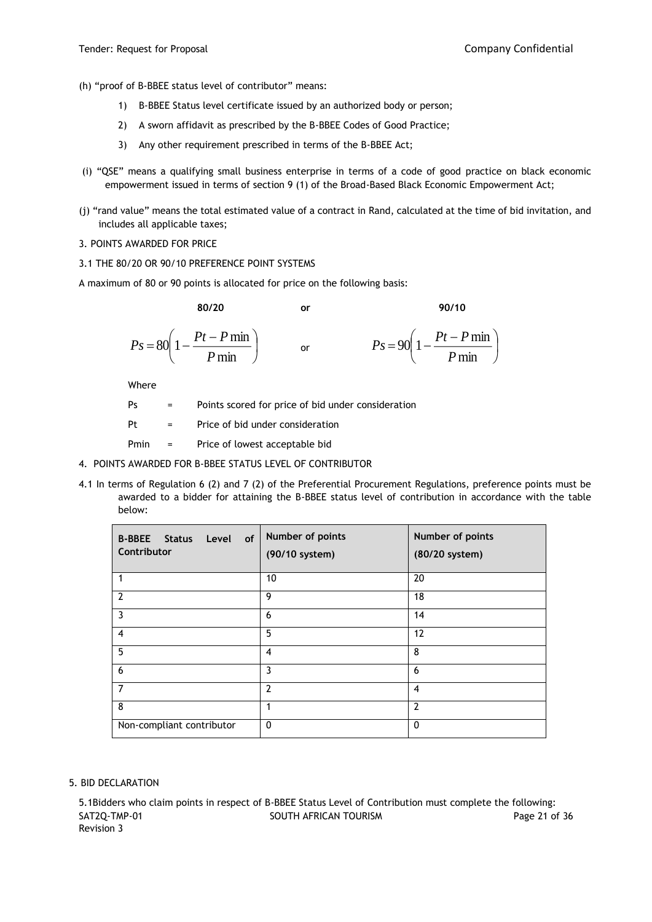(h) "proof of B-BBEE status level of contributor" means:

1) B-BBEE Status level certificate issued by an authorized body or person;
2) A sworn affidavit as prescribed by the B-BBEE Codes of Good Practice;
3) Any other requirement prescribed in terms of the B-BBEE Act;

(i) "QSE" means a qualifying small business enterprise in terms of a code of good practice on black economic empowerment issued in terms of section 9 (1) of the Broad-Based Black Economic Empowerment Act;

(j) "rand value" means the total estimated value of a contract in Rand, calculated at the time of bid invitation, and includes all applicable taxes;

3. POINTS AWARDED FOR PRICE

3.1 THE 80/20 OR 90/10 PREFERENCE POINT SYSTEMS

A maximum of 80 or 90 points is allocated for price on the following basis:

**80/20** **or** **90/10**

$$Ps = 80\left(1 - \frac{Pt - P\min}{P\min}\right) \quad \text{or} \quad Ps = 90\left(1 - \frac{Pt - P\min}{P\min}\right)$$

Where

Ps = Points scored for price of bid under consideration

Pt = Price of bid under consideration

Pmin = Price of lowest acceptable bid

4. POINTS AWARDED FOR B-BBEE STATUS LEVEL OF CONTRIBUTOR

4.1 In terms of Regulation 6 (2) and 7 (2) of the Preferential Procurement Regulations, preference points must be awarded to a bidder for attaining the B-BBEE status level of contribution in accordance with the table below:

| B-BBEE Status Level of Contributor | Number of points (90/10 system) | Number of points (80/20 system) |
|---|---|---|
| 1 | 10 | 20 |
| 2 | 9 | 18 |
| 3 | 6 | 14 |
| 4 | 5 | 12 |
| 5 | 4 | 8 |
| 6 | 3 | 6 |
| 7 | 2 | 4 |
| 8 | 1 | 2 |
| Non-compliant contributor | 0 | 0 |

5. BID DECLARATION

5.1Bidders who claim points in respect of B-BBEE Status Level of Contribution must complete the following: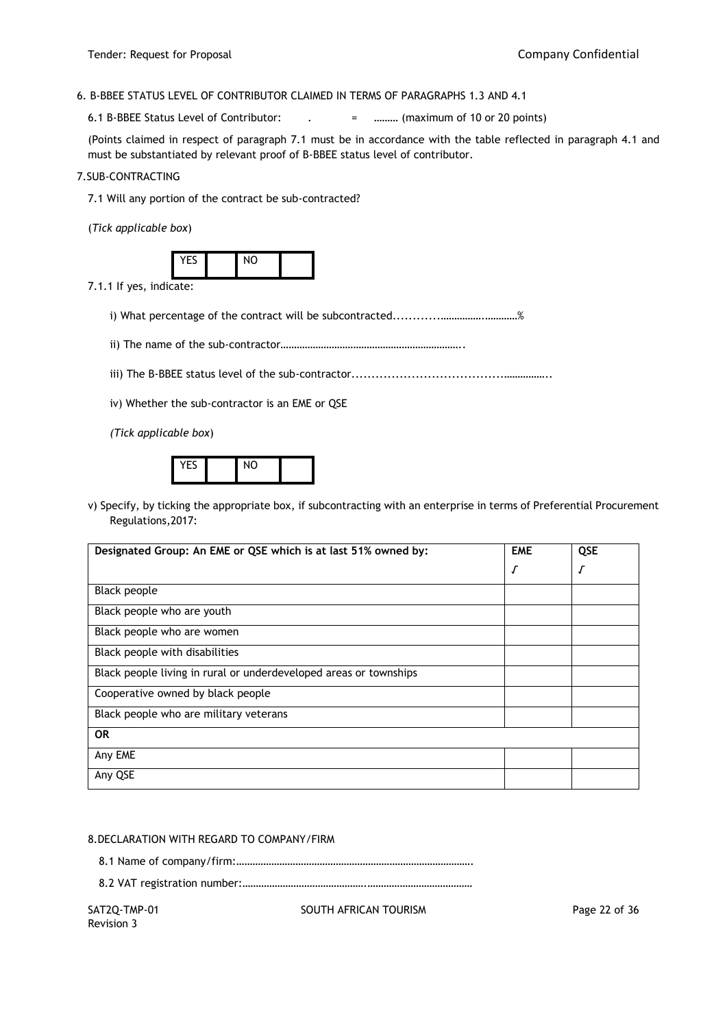6. B-BBEE STATUS LEVEL OF CONTRIBUTOR CLAIMED IN TERMS OF PARAGRAPHS 1.3 AND 4.1

6.1 B-BBEE Status Level of Contributor: . = ……… (maximum of 10 or 20 points)

(Points claimed in respect of paragraph 7.1 must be in accordance with the table reflected in paragraph 4.1 and must be substantiated by relevant proof of B-BBEE status level of contributor.

7.SUB-CONTRACTING

7.1 Will any portion of the contract be sub-contracted?

(*Tick applicable box*)

| YES | | NO | |
|---|---|---|---|

7.1.1 If yes, indicate:

i) What percentage of the contract will be subcontracted............………….…………%

ii) The name of the sub-contractor…………………………………………………………..

iii) The B-BBEE status level of the sub-contractor......................................……………..

iv) Whether the sub-contractor is an EME or QSE

*(Tick applicable box*)

| YES | | NO | |
|---|---|---|---|

v) Specify, by ticking the appropriate box, if subcontracting with an enterprise in terms of Preferential Procurement Regulations,2017:

| Designated Group: An EME or QSE which is at last 51% owned by: | EME<br>√ | QSE<br>√ |
|---|---|---|
| Black people | | |
| Black people who are youth | | |
| Black people who are women | | |
| Black people with disabilities | | |
| Black people living in rural or underdeveloped areas or townships | | |
| Cooperative owned by black people | | |
| Black people who are military veterans | | |
| **OR** | | |
| Any EME | | |
| Any QSE | | |

8.DECLARATION WITH REGARD TO COMPANY/FIRM

8.1 Name of company/firm:…………………………………………………………………………….

8.2 VAT registration number:……………………………………….…………………………………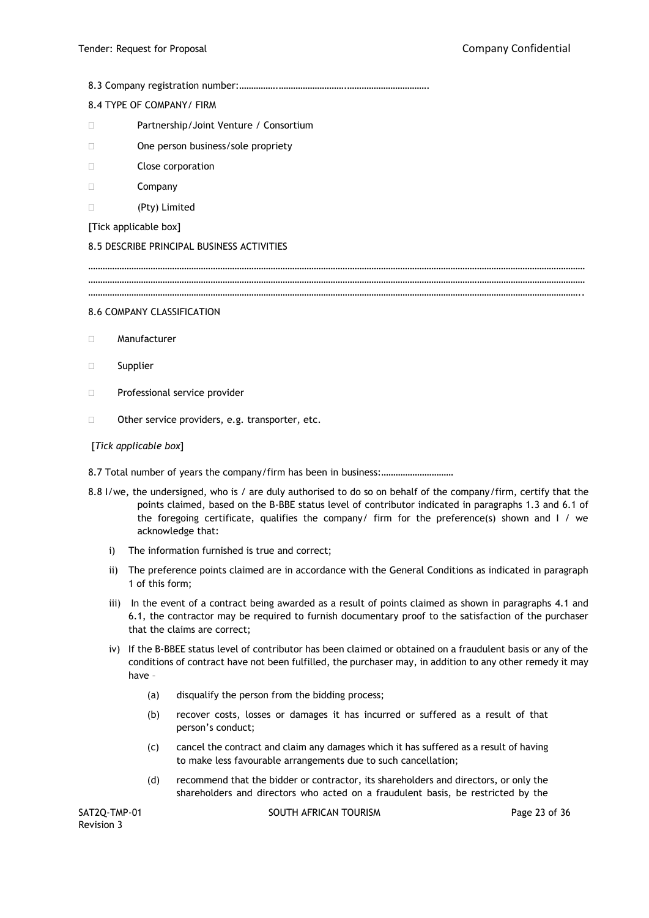8.3 Company registration number:……………..…………………………..…………………………….

8.4 TYPE OF COMPANY/ FIRM

- ☐ Partnership/Joint Venture / Consortium
- ☐ One person business/sole propriety
- ☐ Close corporation
- ☐ Company
- ☐ (Pty) Limited

[Tick applicable box]

8.5 DESCRIBE PRINCIPAL BUSINESS ACTIVITIES

……………………………………………………………………………………………………………………………………………………………………………………
……………………………………………………………………………………………………………………………………………………………………………………
…………………………………………………………………………………………………………………………………………………………………………………..

8.6 COMPANY CLASSIFICATION

- ☐ Manufacturer
- ☐ Supplier
- ☐ Professional service provider
- ☐ Other service providers, e.g. transporter, etc.

[*Tick applicable box*]

8.7 Total number of years the company/firm has been in business:…………………………

8.8 I/we, the undersigned, who is / are duly authorised to do so on behalf of the company/firm, certify that the points claimed, based on the B-BBE status level of contributor indicated in paragraphs 1.3 and 6.1 of the foregoing certificate, qualifies the company/ firm for the preference(s) shown and I / we acknowledge that:

i) The information furnished is true and correct;

ii) The preference points claimed are in accordance with the General Conditions as indicated in paragraph 1 of this form;

iii) In the event of a contract being awarded as a result of points claimed as shown in paragraphs 4.1 and 6.1, the contractor may be required to furnish documentary proof to the satisfaction of the purchaser that the claims are correct;

iv) If the B-BBEE status level of contributor has been claimed or obtained on a fraudulent basis or any of the conditions of contract have not been fulfilled, the purchaser may, in addition to any other remedy it may have –

(a) disqualify the person from the bidding process;

(b) recover costs, losses or damages it has incurred or suffered as a result of that person's conduct;

(c) cancel the contract and claim any damages which it has suffered as a result of having to make less favourable arrangements due to such cancellation;

(d) recommend that the bidder or contractor, its shareholders and directors, or only the shareholders and directors who acted on a fraudulent basis, be restricted by the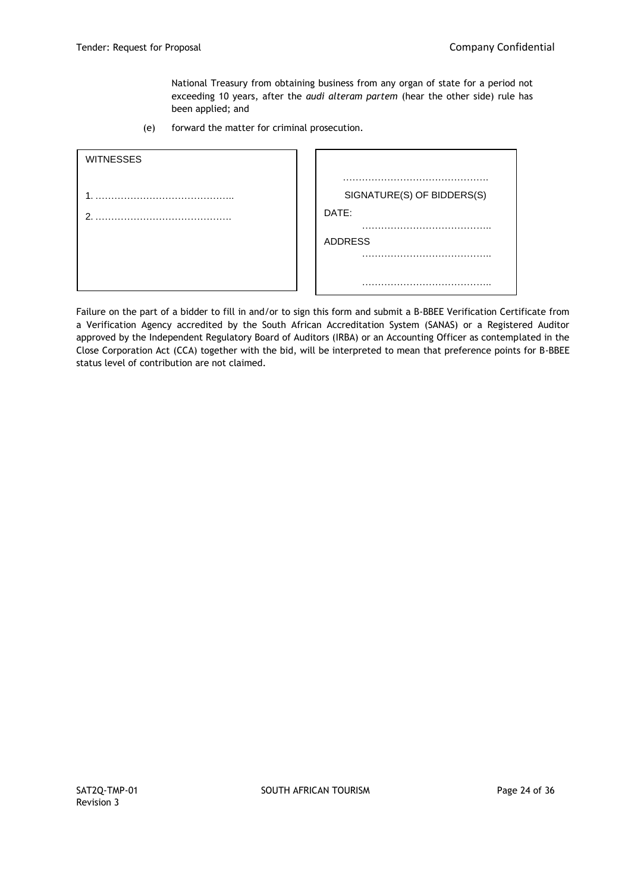National Treasury from obtaining business from any organ of state for a period not exceeding 10 years, after the *audi alteram partem* (hear the other side) rule has been applied; and

(e) forward the matter for criminal prosecution.

| WITNESSES | |
|---|---|
| 1. …………………………………….. | ………………………………………<br>SIGNATURE(S) OF BIDDERS(S) |
| 2. ……………………………………. | DATE: ………………………………….. |
| | ADDRESS ………………………………….. |
| | ………………………………….. |

Failure on the part of a bidder to fill in and/or to sign this form and submit a B-BBEE Verification Certificate from a Verification Agency accredited by the South African Accreditation System (SANAS) or a Registered Auditor approved by the Independent Regulatory Board of Auditors (IRBA) or an Accounting Officer as contemplated in the Close Corporation Act (CCA) together with the bid, will be interpreted to mean that preference points for B-BBEE status level of contribution are not claimed.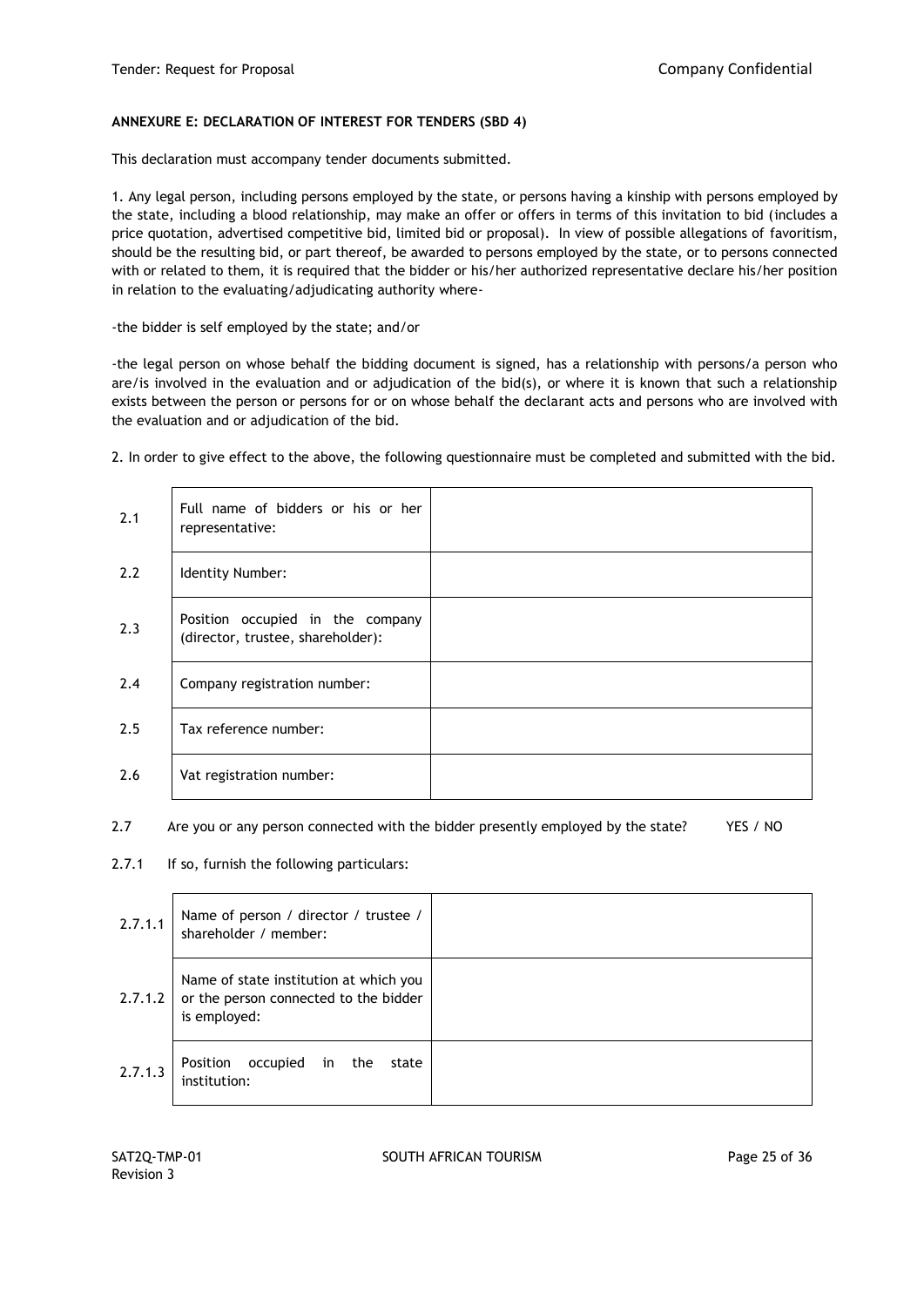**ANNEXURE E: DECLARATION OF INTEREST FOR TENDERS (SBD 4)**

This declaration must accompany tender documents submitted.

1. Any legal person, including persons employed by the state, or persons having a kinship with persons employed by the state, including a blood relationship, may make an offer or offers in terms of this invitation to bid (includes a price quotation, advertised competitive bid, limited bid or proposal). In view of possible allegations of favoritism, should be the resulting bid, or part thereof, be awarded to persons employed by the state, or to persons connected with or related to them, it is required that the bidder or his/her authorized representative declare his/her position in relation to the evaluating/adjudicating authority where-

-the bidder is self employed by the state; and/or

-the legal person on whose behalf the bidding document is signed, has a relationship with persons/a person who are/is involved in the evaluation and or adjudication of the bid(s), or where it is known that such a relationship exists between the person or persons for or on whose behalf the declarant acts and persons who are involved with the evaluation and or adjudication of the bid.

2. In order to give effect to the above, the following questionnaire must be completed and submitted with the bid.

| | | |
|---|---|---|
| 2.1 | Full name of bidders or his or her representative: | |
| 2.2 | Identity Number: | |
| 2.3 | Position occupied in the company (director, trustee, shareholder): | |
| 2.4 | Company registration number: | |
| 2.5 | Tax reference number: | |
| 2.6 | Vat registration number: | |

2.7 Are you or any person connected with the bidder presently employed by the state? YES / NO

2.7.1 If so, furnish the following particulars:

| | | |
|---|---|---|
| 2.7.1.1 | Name of person / director / trustee / shareholder / member: | |
| 2.7.1.2 | Name of state institution at which you or the person connected to the bidder is employed: | |
| 2.7.1.3 | Position occupied in the state institution: | |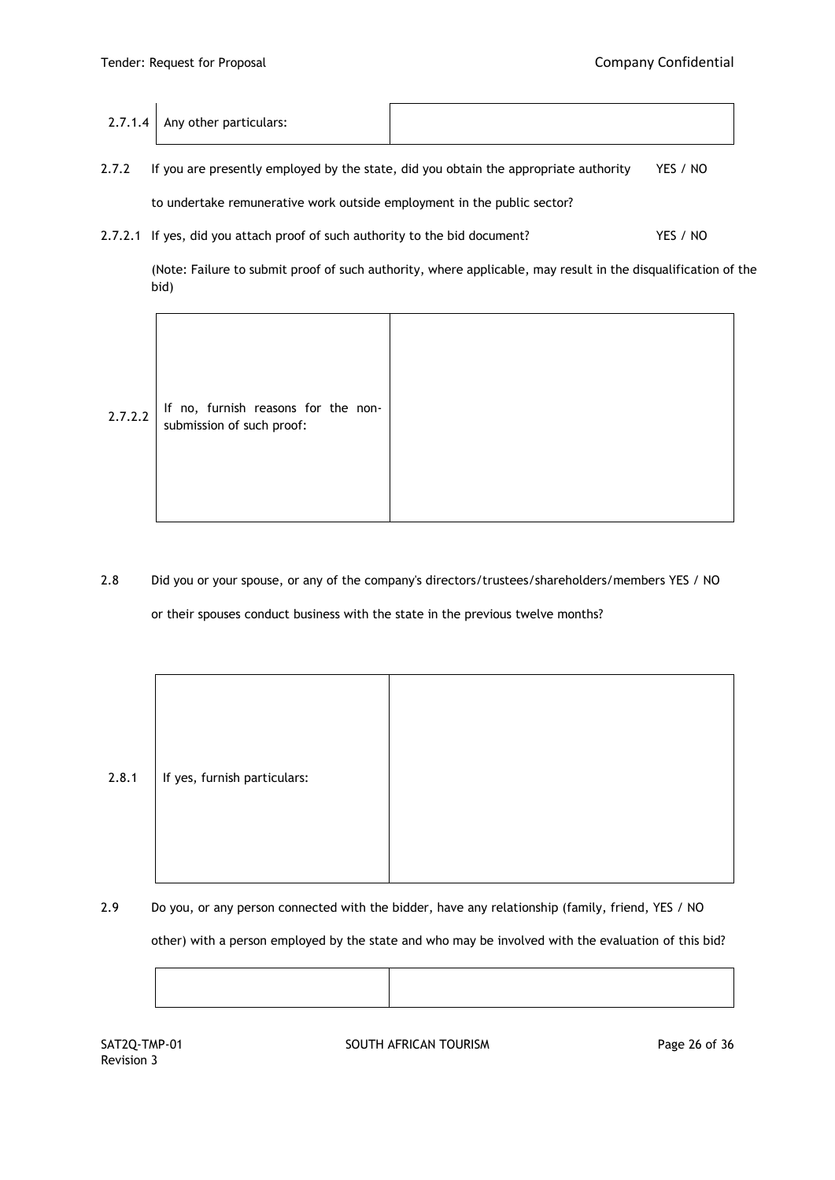| 2.7.1.4 | Any other particulars: | |
|---|---|---|

2.7.2 If you are presently employed by the state, did you obtain the appropriate authority to undertake remunerative work outside employment in the public sector? YES / NO

2.7.2.1 If yes, did you attach proof of such authority to the bid document? YES / NO

(Note: Failure to submit proof of such authority, where applicable, may result in the disqualification of the bid)

| 2.7.2.2 | If no, furnish reasons for the non-submission of such proof: | |
|---|---|---|

2.8 Did you or your spouse, or any of the company's directors/trustees/shareholders/members or their spouses conduct business with the state in the previous twelve months? YES / NO

| 2.8.1 | If yes, furnish particulars: | |
|---|---|---|

2.9 Do you, or any person connected with the bidder, have any relationship (family, friend, other) with a person employed by the state and who may be involved with the evaluation of this bid? YES / NO

| | |
|---|---|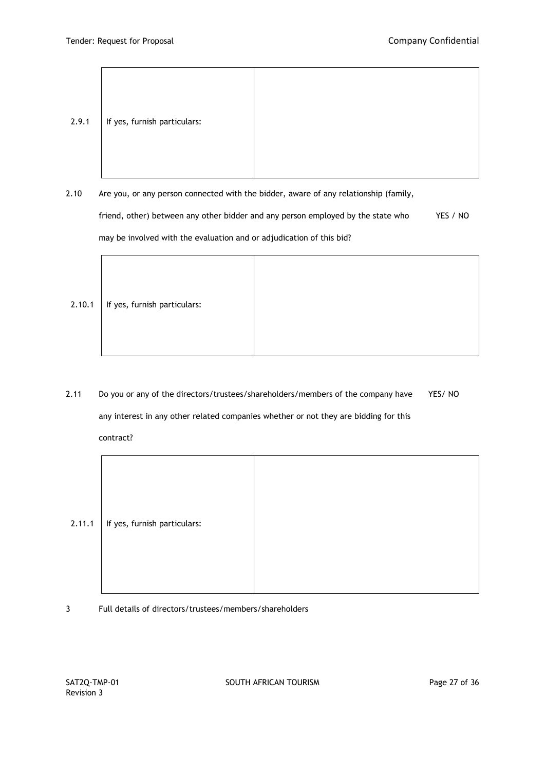| 2.9.1 | If yes, furnish particulars: | |
|---|---|---|

2.10 Are you, or any person connected with the bidder, aware of any relationship (family, friend, other) between any other bidder and any person employed by the state who may be involved with the evaluation and or adjudication of this bid? YES / NO

| 2.10.1 | If yes, furnish particulars: | |
|---|---|---|

2.11 Do you or any of the directors/trustees/shareholders/members of the company have any interest in any other related companies whether or not they are bidding for this contract? YES/ NO

| 2.11.1 | If yes, furnish particulars: | |
|---|---|---|

3 Full details of directors/trustees/members/shareholders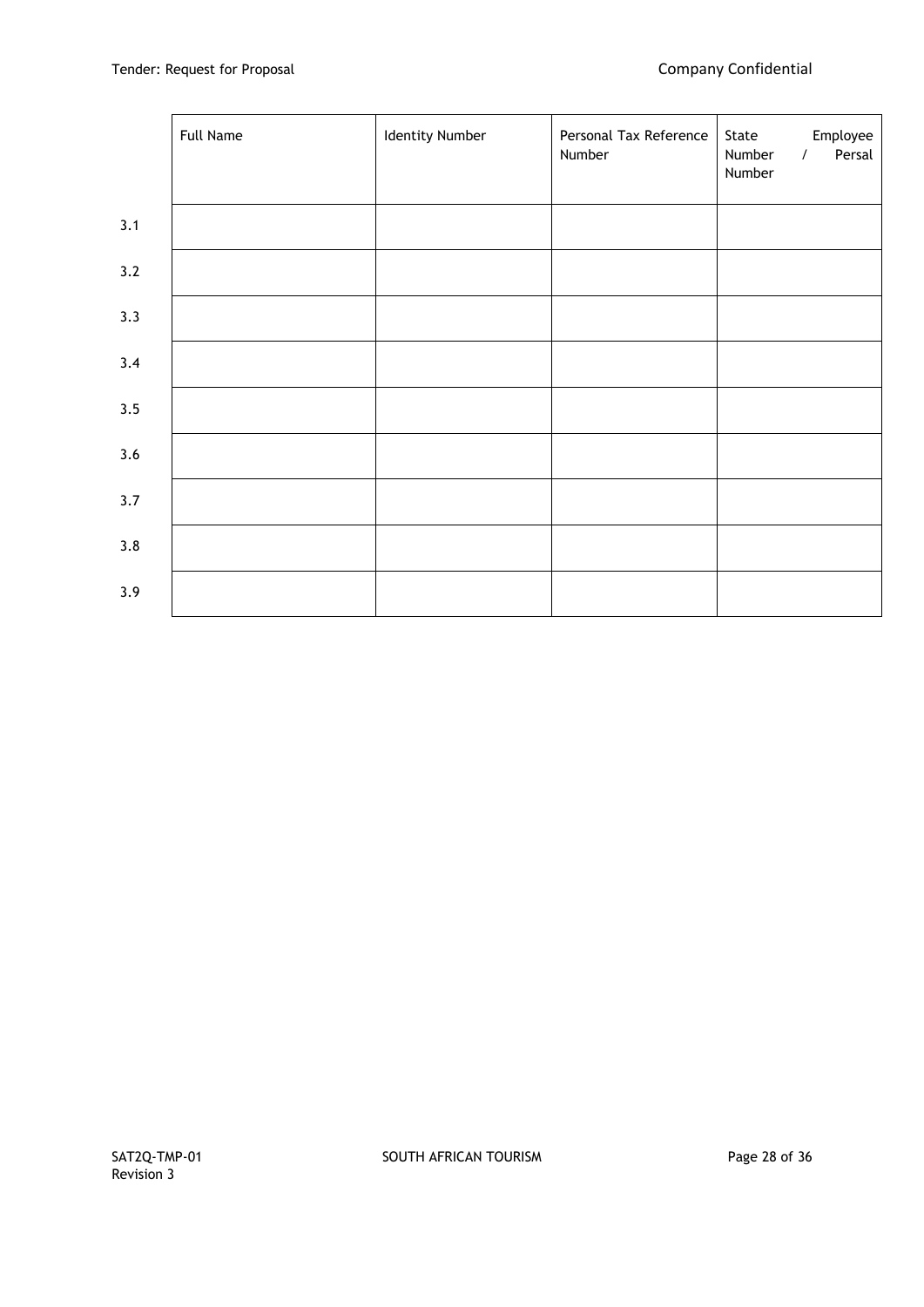| | Full Name | Identity Number | Personal Tax Reference Number | State Employee Number / Persal Number |
|---|---|---|---|---|
| 3.1 | | | | |
| 3.2 | | | | |
| 3.3 | | | | |
| 3.4 | | | | |
| 3.5 | | | | |
| 3.6 | | | | |
| 3.7 | | | | |
| 3.8 | | | | |
| 3.9 | | | | |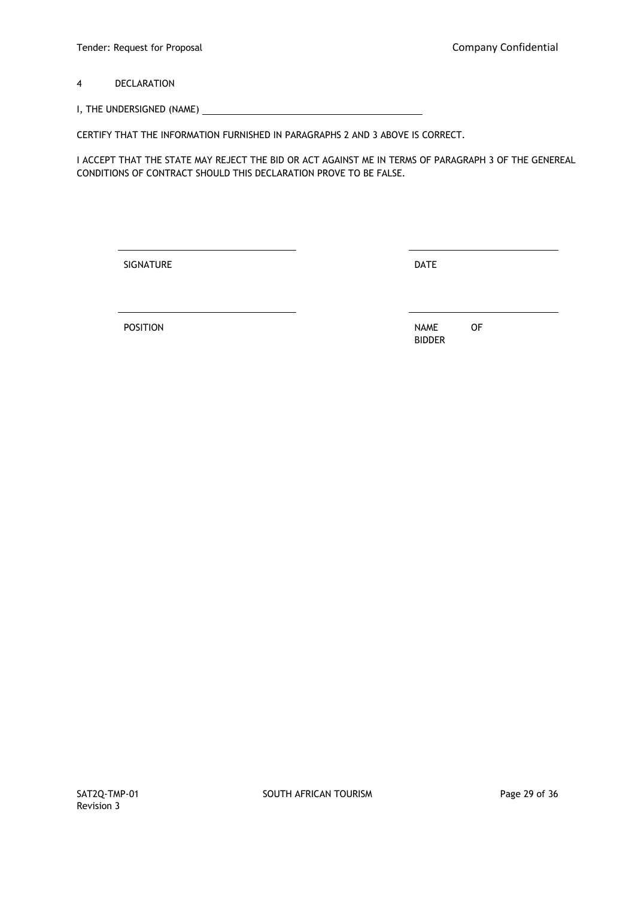## 4 DECLARATION

I, THE UNDERSIGNED (NAME) ____________________________________

CERTIFY THAT THE INFORMATION FURNISHED IN PARAGRAPHS 2 AND 3 ABOVE IS CORRECT.

I ACCEPT THAT THE STATE MAY REJECT THE BID OR ACT AGAINST ME IN TERMS OF PARAGRAPH 3 OF THE GENEREAL CONDITIONS OF CONTRACT SHOULD THIS DECLARATION PROVE TO BE FALSE.

| | |
|---|---|
| ____________________________ | ____________________________ |
| SIGNATURE | DATE |
| ____________________________ | ____________________________ |
| POSITION | NAME OF BIDDER |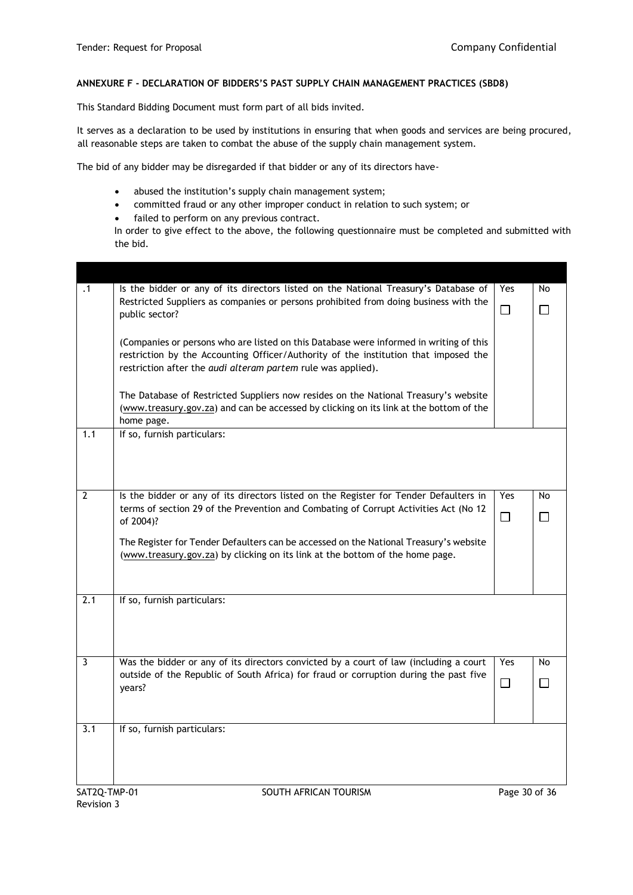**ANNEXURE F - DECLARATION OF BIDDERS'S PAST SUPPLY CHAIN MANAGEMENT PRACTICES (SBD8)**

This Standard Bidding Document must form part of all bids invited.

It serves as a declaration to be used by institutions in ensuring that when goods and services are being procured, all reasonable steps are taken to combat the abuse of the supply chain management system.

The bid of any bidder may be disregarded if that bidder or any of its directors have-

- abused the institution's supply chain management system;
- committed fraud or any other improper conduct in relation to such system; or
- failed to perform on any previous contract.

In order to give effect to the above, the following questionnaire must be completed and submitted with the bid.

| | | | |
|---|---|---|---|
| .1 | Is the bidder or any of its directors listed on the National Treasury's Database of Restricted Suppliers as companies or persons prohibited from doing business with the public sector?<br><br>(Companies or persons who are listed on this Database were informed in writing of this restriction by the Accounting Officer/Authority of the institution that imposed the restriction after the *audi alteram partem* rule was applied).<br><br>The Database of Restricted Suppliers now resides on the National Treasury's website (www.treasury.gov.za) and can be accessed by clicking on its link at the bottom of the home page. | Yes ☐ | No ☐ |
| 1.1 | If so, furnish particulars: | | |
| 2 | Is the bidder or any of its directors listed on the Register for Tender Defaulters in terms of section 29 of the Prevention and Combating of Corrupt Activities Act (No 12 of 2004)?<br><br>The Register for Tender Defaulters can be accessed on the National Treasury's website (www.treasury.gov.za) by clicking on its link at the bottom of the home page. | Yes ☐ | No ☐ |
| 2.1 | If so, furnish particulars: | | |
| 3 | Was the bidder or any of its directors convicted by a court of law (including a court outside of the Republic of South Africa) for fraud or corruption during the past five years? | Yes ☐ | No ☐ |
| 3.1 | If so, furnish particulars: | | |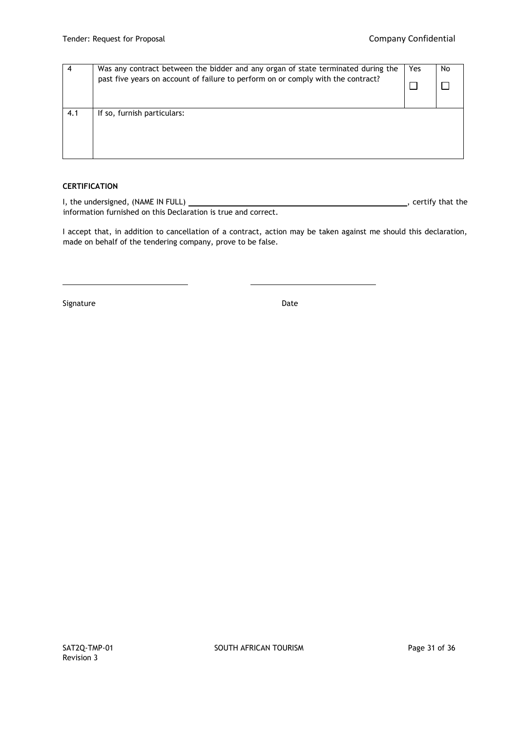| 4 | Was any contract between the bidder and any organ of state terminated during the past five years on account of failure to perform on or comply with the contract? | Yes ☐ | No ☐ |
|---|---|---|---|
| 4.1 | If so, furnish particulars: | | |

**CERTIFICATION**

I, the undersigned, (NAME IN FULL) ______________________________________________, certify that the information furnished on this Declaration is true and correct.

I accept that, in addition to cancellation of a contract, action may be taken against me should this declaration, made on behalf of the tendering company, prove to be false.

______________________________ ______________________________

Signature Date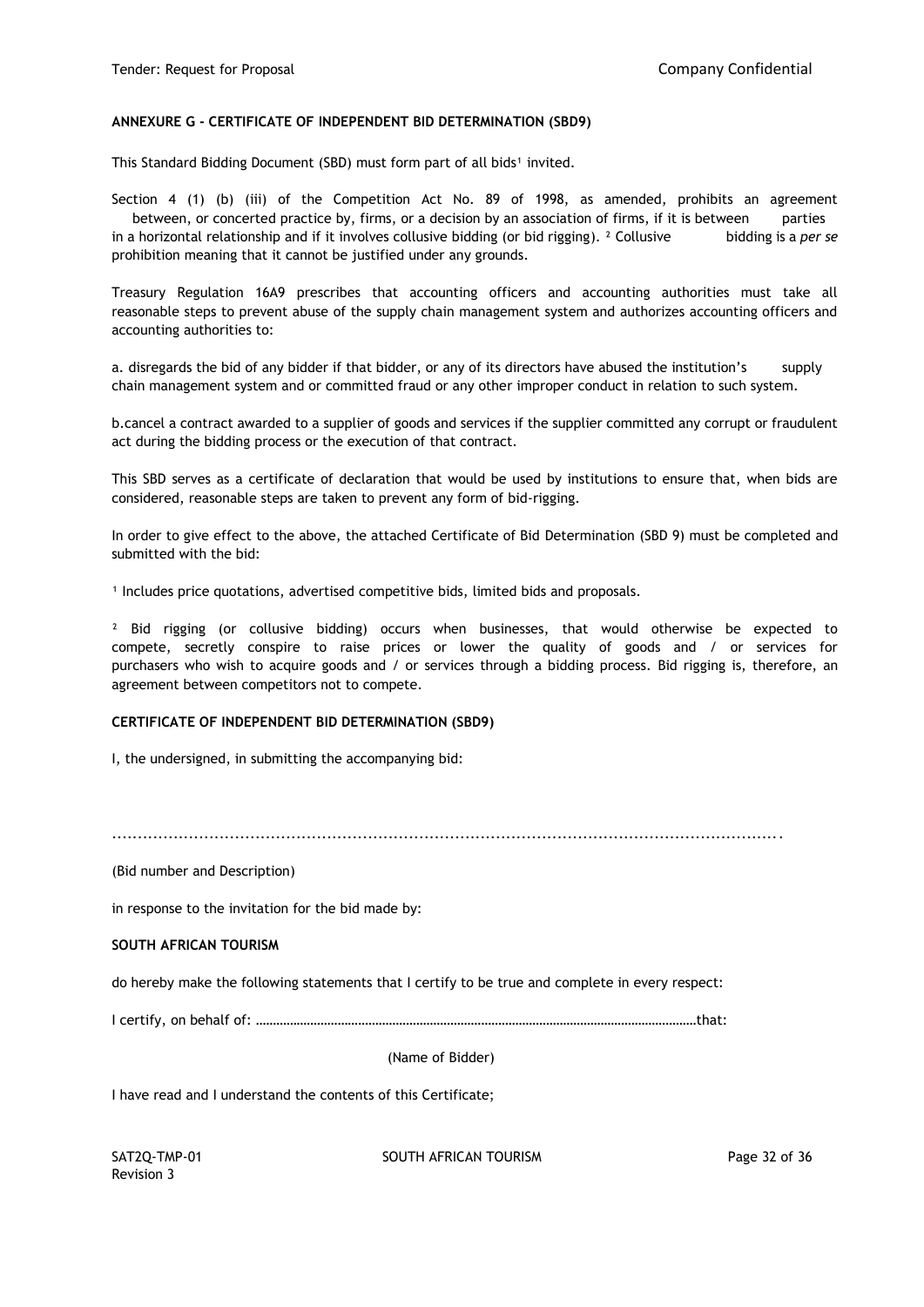**ANNEXURE G - CERTIFICATE OF INDEPENDENT BID DETERMINATION (SBD9)**

This Standard Bidding Document (SBD) must form part of all bids[1] invited.

Section 4 (1) (b) (iii) of the Competition Act No. 89 of 1998, as amended, prohibits an agreement between, or concerted practice by, firms, or a decision by an association of firms, if it is between parties in a horizontal relationship and if it involves collusive bidding (or bid rigging). [2] Collusive bidding is a *per se* prohibition meaning that it cannot be justified under any grounds.

Treasury Regulation 16A9 prescribes that accounting officers and accounting authorities must take all reasonable steps to prevent abuse of the supply chain management system and authorizes accounting officers and accounting authorities to:

a. disregards the bid of any bidder if that bidder, or any of its directors have abused the institution's supply chain management system and or committed fraud or any other improper conduct in relation to such system.

b.cancel a contract awarded to a supplier of goods and services if the supplier committed any corrupt or fraudulent act during the bidding process or the execution of that contract.

This SBD serves as a certificate of declaration that would be used by institutions to ensure that, when bids are considered, reasonable steps are taken to prevent any form of bid-rigging.

In order to give effect to the above, the attached Certificate of Bid Determination (SBD 9) must be completed and submitted with the bid:

[1] Includes price quotations, advertised competitive bids, limited bids and proposals.

[2] Bid rigging (or collusive bidding) occurs when businesses, that would otherwise be expected to compete, secretly conspire to raise prices or lower the quality of goods and / or services for purchasers who wish to acquire goods and / or services through a bidding process. Bid rigging is, therefore, an agreement between competitors not to compete.

**CERTIFICATE OF INDEPENDENT BID DETERMINATION (SBD9)**

I, the undersigned, in submitting the accompanying bid:

.......................................................................................................................

(Bid number and Description)

in response to the invitation for the bid made by:

**SOUTH AFRICAN TOURISM**

do hereby make the following statements that I certify to be true and complete in every respect:

I certify, on behalf of: ……………………………………………………………………………………………………………………that:

(Name of Bidder)

I have read and I understand the contents of this Certificate;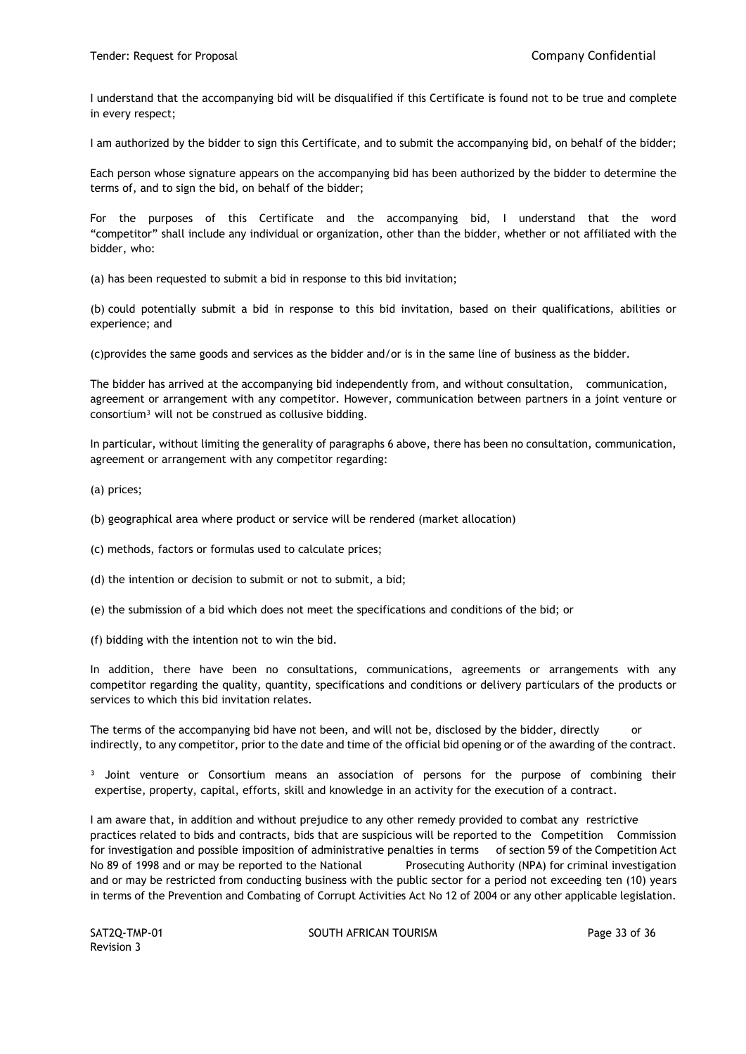I understand that the accompanying bid will be disqualified if this Certificate is found not to be true and complete in every respect;

I am authorized by the bidder to sign this Certificate, and to submit the accompanying bid, on behalf of the bidder;

Each person whose signature appears on the accompanying bid has been authorized by the bidder to determine the terms of, and to sign the bid, on behalf of the bidder;

For the purposes of this Certificate and the accompanying bid, I understand that the word "competitor" shall include any individual or organization, other than the bidder, whether or not affiliated with the bidder, who:

(a) has been requested to submit a bid in response to this bid invitation;

(b) could potentially submit a bid in response to this bid invitation, based on their qualifications, abilities or experience; and

(c)provides the same goods and services as the bidder and/or is in the same line of business as the bidder.

The bidder has arrived at the accompanying bid independently from, and without consultation, communication, agreement or arrangement with any competitor. However, communication between partners in a joint venture or consortium[3] will not be construed as collusive bidding.

In particular, without limiting the generality of paragraphs 6 above, there has been no consultation, communication, agreement or arrangement with any competitor regarding:

(a) prices;

(b) geographical area where product or service will be rendered (market allocation)

(c) methods, factors or formulas used to calculate prices;

(d) the intention or decision to submit or not to submit, a bid;

(e) the submission of a bid which does not meet the specifications and conditions of the bid; or

(f) bidding with the intention not to win the bid.

In addition, there have been no consultations, communications, agreements or arrangements with any competitor regarding the quality, quantity, specifications and conditions or delivery particulars of the products or services to which this bid invitation relates.

The terms of the accompanying bid have not been, and will not be, disclosed by the bidder, directly or indirectly, to any competitor, prior to the date and time of the official bid opening or of the awarding of the contract.

[3] Joint venture or Consortium means an association of persons for the purpose of combining their expertise, property, capital, efforts, skill and knowledge in an activity for the execution of a contract.

I am aware that, in addition and without prejudice to any other remedy provided to combat any restrictive practices related to bids and contracts, bids that are suspicious will be reported to the Competition Commission for investigation and possible imposition of administrative penalties in terms of section 59 of the Competition Act No 89 of 1998 and or may be reported to the National Prosecuting Authority (NPA) for criminal investigation and or may be restricted from conducting business with the public sector for a period not exceeding ten (10) years in terms of the Prevention and Combating of Corrupt Activities Act No 12 of 2004 or any other applicable legislation.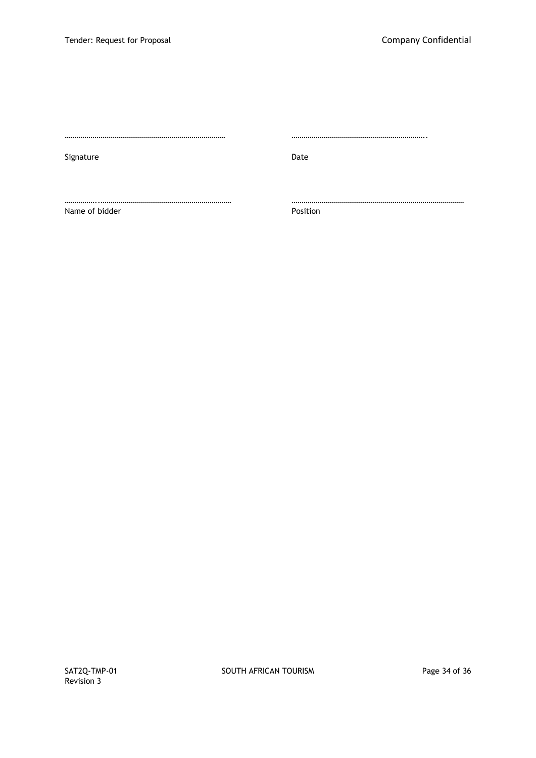………………………………………………………………………  ………………………………………………………..

Signature  Date

……………..…………………………………………………………  ……………………………………………………………………………

Name of bidder  Position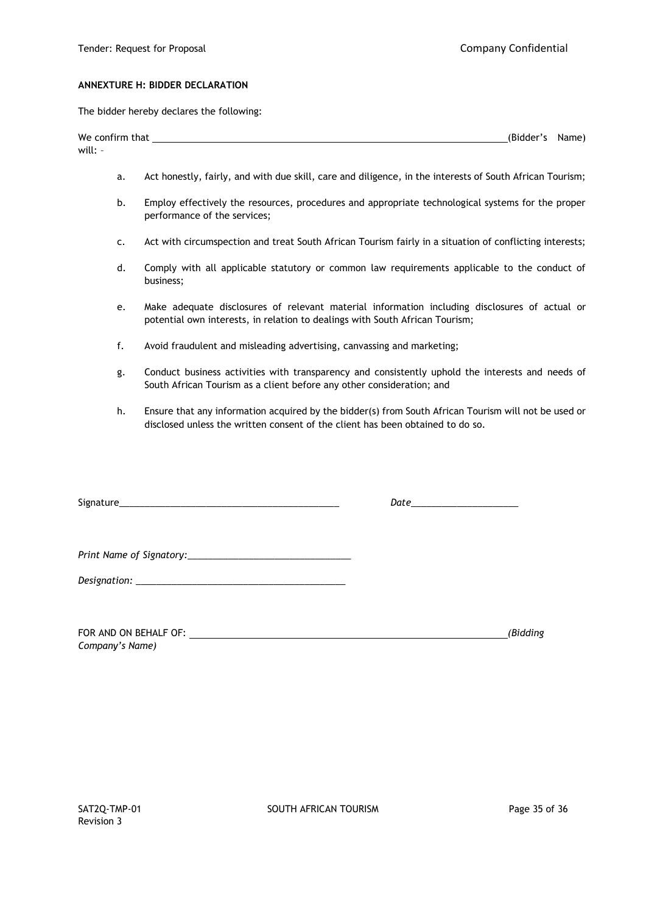**ANNEXURE H: BIDDER DECLARATION**

The bidder hereby declares the following:

We confirm that ______________________________________________________________________(Bidder's Name) will: –

a. Act honestly, fairly, and with due skill, care and diligence, in the interests of South African Tourism;

b. Employ effectively the resources, procedures and appropriate technological systems for the proper performance of the services;

c. Act with circumspection and treat South African Tourism fairly in a situation of conflicting interests;

d. Comply with all applicable statutory or common law requirements applicable to the conduct of business;

e. Make adequate disclosures of relevant material information including disclosures of actual or potential own interests, in relation to dealings with South African Tourism;

f. Avoid fraudulent and misleading advertising, canvassing and marketing;

g. Conduct business activities with transparency and consistently uphold the interests and needs of South African Tourism as a client before any other consideration; and

h. Ensure that any information acquired by the bidder(s) from South African Tourism will not be used or disclosed unless the written consent of the client has been obtained to do so.

Signature____________________________________________ *Date*_____________________

*Print Name of Signatory:*________________________________

*Designation:* ________________________________________

FOR AND ON BEHALF OF: ______________________________________________________________*(Bidding Company's Name)*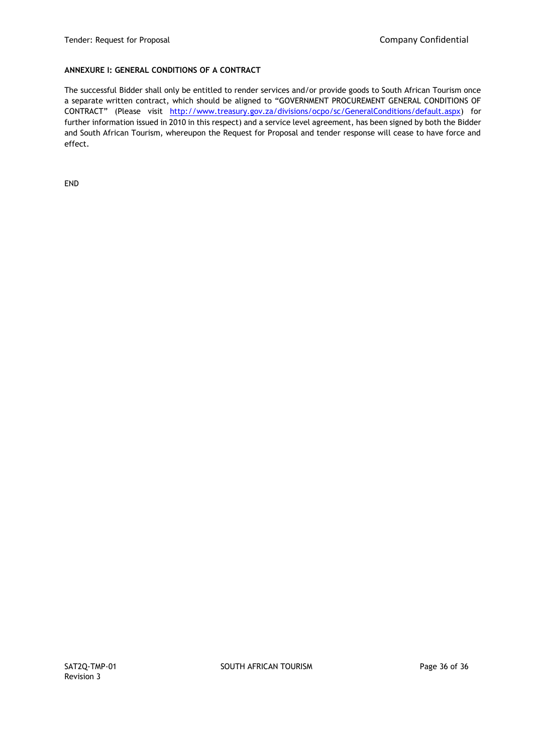**ANNEXURE I: GENERAL CONDITIONS OF A CONTRACT**

The successful Bidder shall only be entitled to render services and/or provide goods to South African Tourism once a separate written contract, which should be aligned to "GOVERNMENT PROCUREMENT GENERAL CONDITIONS OF CONTRACT" (Please visit [http://www.treasury.gov.za/divisions/ocpo/sc/GeneralConditions/default.aspx](http://www.treasury.gov.za/divisions/ocpo/sc/GeneralConditions/default.aspx)) for further information issued in 2010 in this respect) and a service level agreement, has been signed by both the Bidder and South African Tourism, whereupon the Request for Proposal and tender response will cease to have force and effect.

END